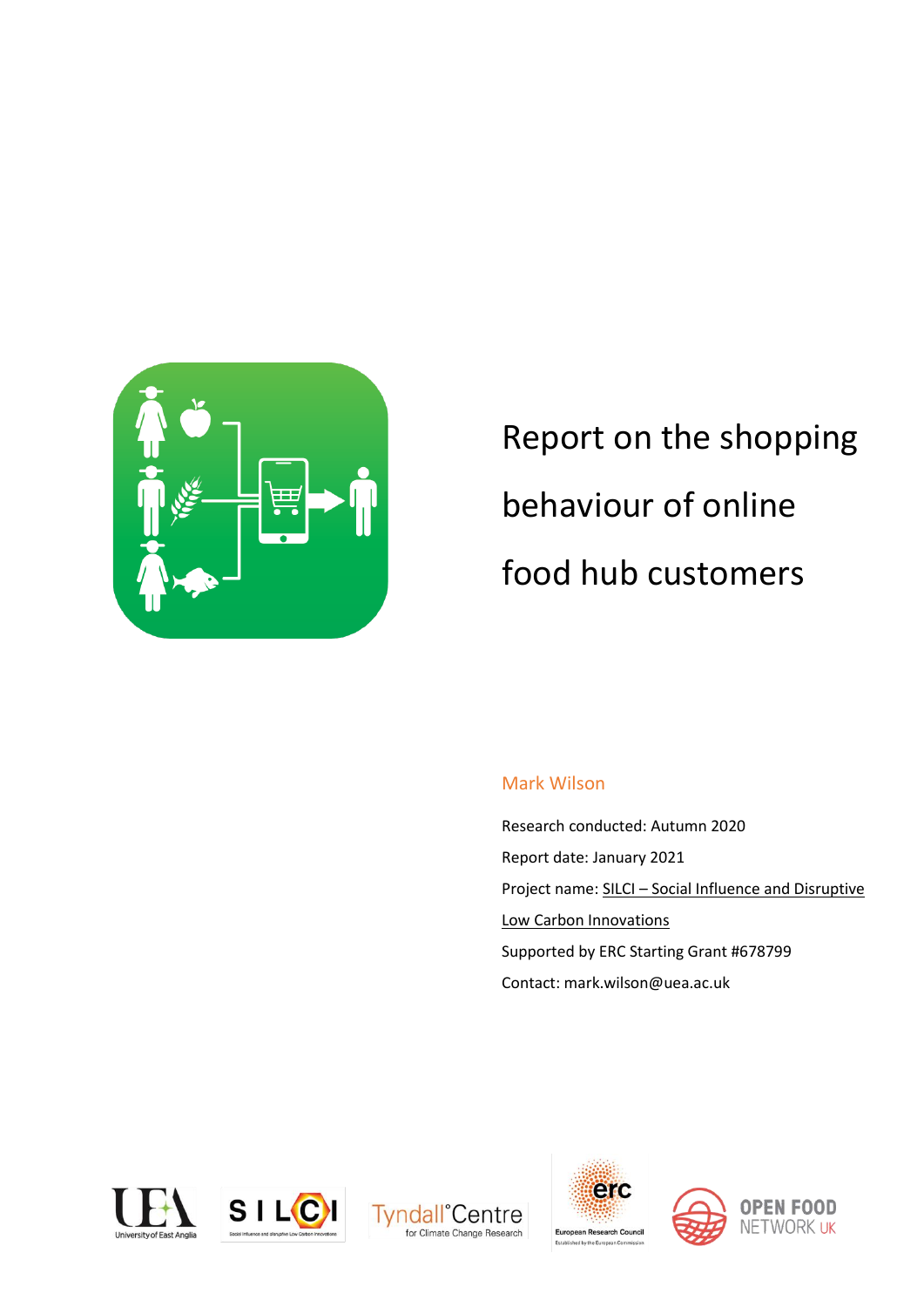# Report on the shopping behaviour of online food hub customers

Mark Wilson

Research conducted: Autumn 2020

Report date: January 2021

Project name: SILCI – Social Influence and Disruptive Low Carbon Innovations

Supported by ERC Starting Grant #678799

Contact: mark.wilson@uea.ac.uk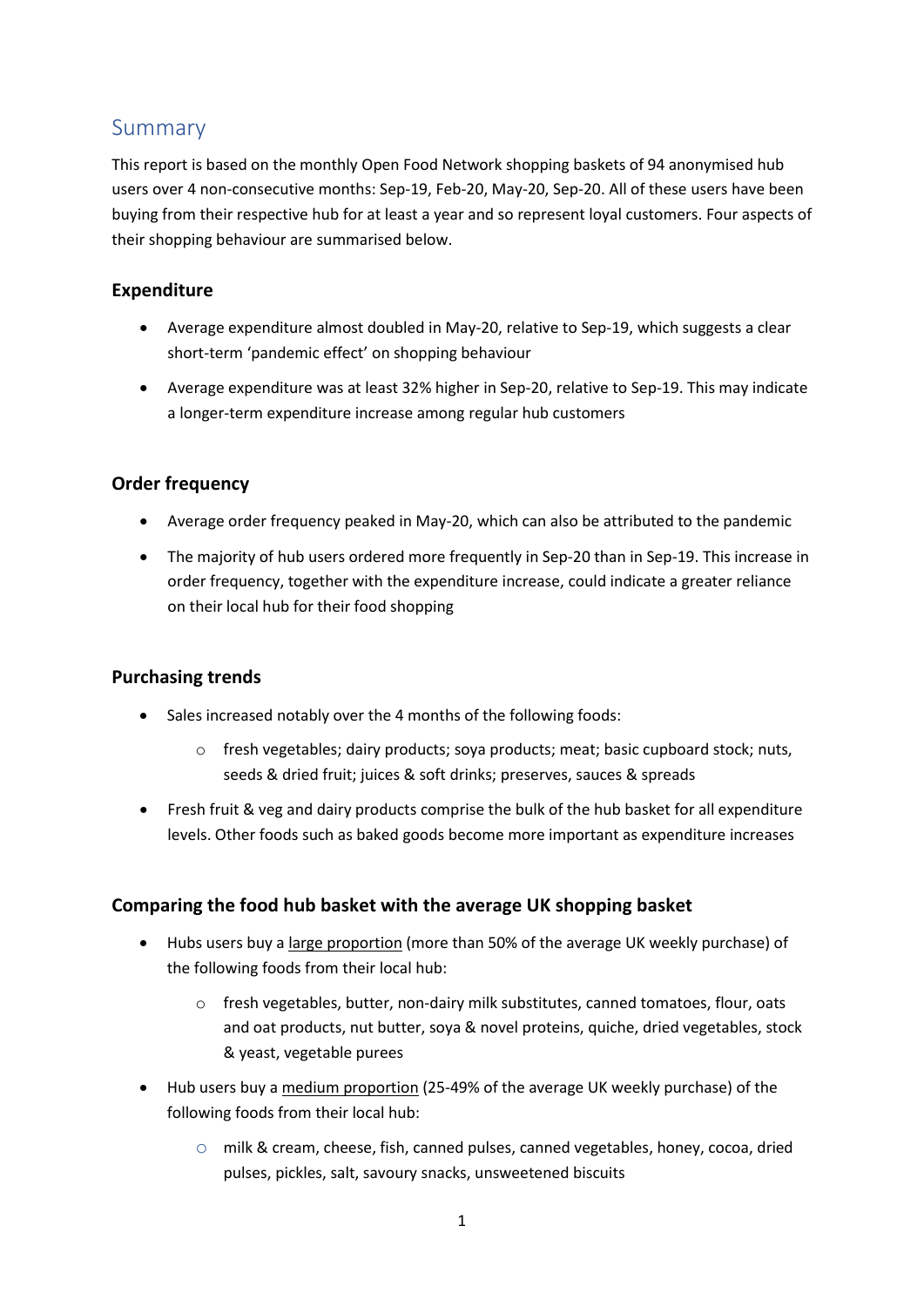## Summary

This report is based on the monthly Open Food Network shopping baskets of 94 anonymised hub users over 4 non-consecutive months: Sep-19, Feb-20, May-20, Sep-20. All of these users have been buying from their respective hub for at least a year and so represent loyal customers. Four aspects of their shopping behaviour are summarised below.

### Expenditure

- Average expenditure almost doubled in May-20, relative to Sep-19, which suggests a clear short-term 'pandemic effect' on shopping behaviour
- Average expenditure was at least 32% higher in Sep-20, relative to Sep-19. This may indicate a longer-term expenditure increase among regular hub customers

### Order frequency

- Average order frequency peaked in May-20, which can also be attributed to the pandemic
- The majority of hub users ordered more frequently in Sep-20 than in Sep-19. This increase in order frequency, together with the expenditure increase, could indicate a greater reliance on their local hub for their food shopping

### Purchasing trends

- Sales increased notably over the 4 months of the following foods:
  - fresh vegetables; dairy products; soya products; meat; basic cupboard stock; nuts, seeds & dried fruit; juices & soft drinks; preserves, sauces & spreads
- Fresh fruit & veg and dairy products comprise the bulk of the hub basket for all expenditure levels. Other foods such as baked goods become more important as expenditure increases

### Comparing the food hub basket with the average UK shopping basket

- Hubs users buy a <u>large proportion</u> (more than 50% of the average UK weekly purchase) of the following foods from their local hub:
  - fresh vegetables, butter, non-dairy milk substitutes, canned tomatoes, flour, oats and oat products, nut butter, soya & novel proteins, quiche, dried vegetables, stock & yeast, vegetable purees
- Hub users buy a <u>medium proportion</u> (25-49% of the average UK weekly purchase) of the following foods from their local hub:
  - milk & cream, cheese, fish, canned pulses, canned vegetables, honey, cocoa, dried pulses, pickles, salt, savoury snacks, unsweetened biscuits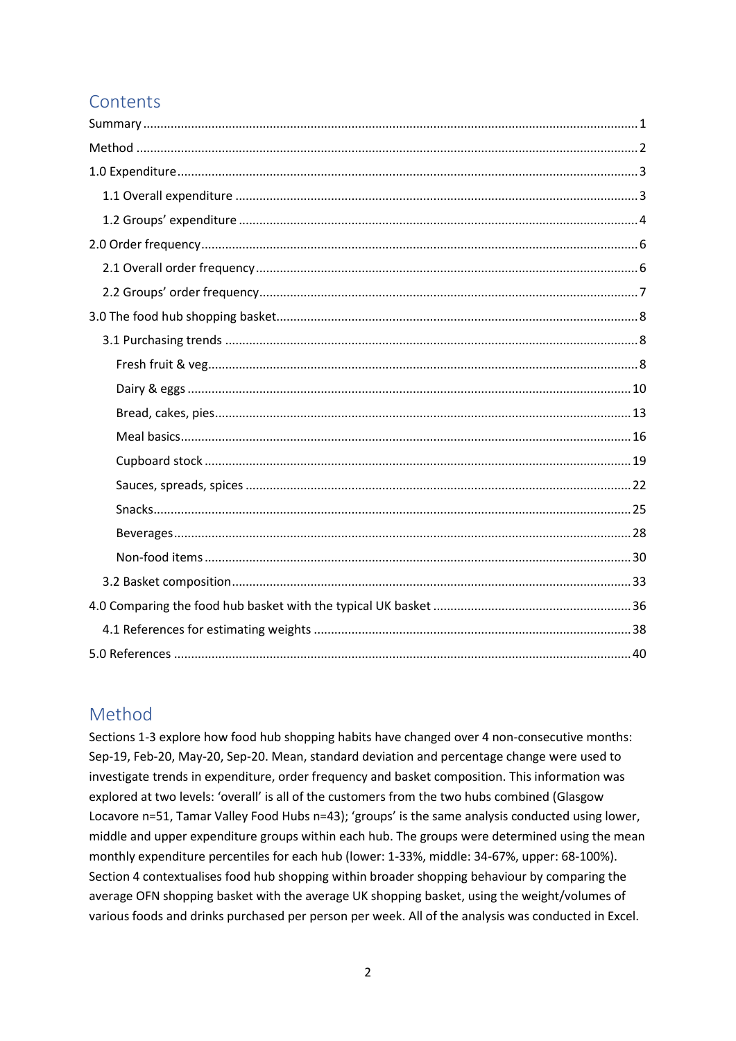## Contents

- Summary ........ 1
- Method ........ 2
- 1.0 Expenditure ........ 3
  - 1.1 Overall expenditure ........ 3
  - 1.2 Groups' expenditure ........ 4
- 2.0 Order frequency ........ 6
  - 2.1 Overall order frequency ........ 6
  - 2.2 Groups' order frequency ........ 7
- 3.0 The food hub shopping basket ........ 8
  - 3.1 Purchasing trends ........ 8
    - Fresh fruit & veg ........ 8
    - Dairy & eggs ........ 10
    - Bread, cakes, pies ........ 13
    - Meal basics ........ 16
    - Cupboard stock ........ 19
    - Sauces, spreads, spices ........ 22
    - Snacks ........ 25
    - Beverages ........ 28
    - Non-food items ........ 30
  - 3.2 Basket composition ........ 33
- 4.0 Comparing the food hub basket with the typical UK basket ........ 36
  - 4.1 References for estimating weights ........ 38
- 5.0 References ........ 40

## Method

Sections 1-3 explore how food hub shopping habits have changed over 4 non-consecutive months: Sep-19, Feb-20, May-20, Sep-20. Mean, standard deviation and percentage change were used to investigate trends in expenditure, order frequency and basket composition. This information was explored at two levels: 'overall' is all of the customers from the two hubs combined (Glasgow Locavore n=51, Tamar Valley Food Hubs n=43); 'groups' is the same analysis conducted using lower, middle and upper expenditure groups within each hub. The groups were determined using the mean monthly expenditure percentiles for each hub (lower: 1-33%, middle: 34-67%, upper: 68-100%). Section 4 contextualises food hub shopping within broader shopping behaviour by comparing the average OFN shopping basket with the average UK shopping basket, using the weight/volumes of various foods and drinks purchased per person per week. All of the analysis was conducted in Excel.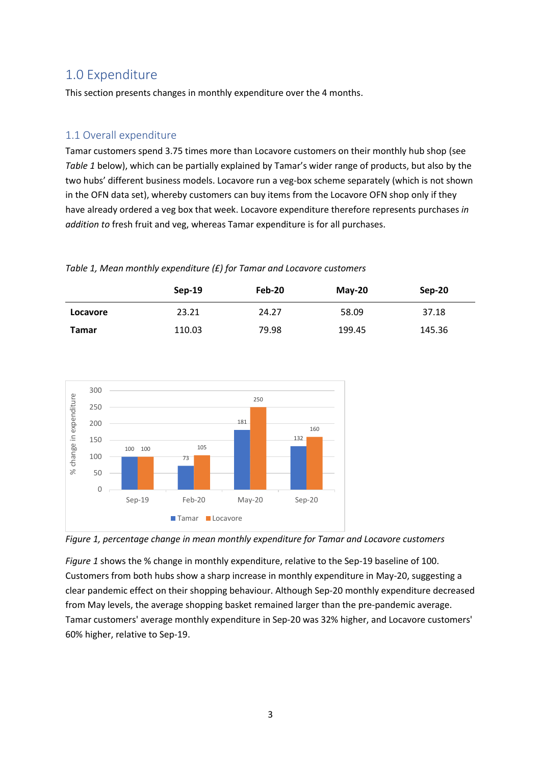## 1.0 Expenditure

This section presents changes in monthly expenditure over the 4 months.

### 1.1 Overall expenditure

Tamar customers spend 3.75 times more than Locavore customers on their monthly hub shop (see *Table 1* below), which can be partially explained by Tamar's wider range of products, but also by the two hubs' different business models. Locavore run a veg-box scheme separately (which is not shown in the OFN data set), whereby customers can buy items from the Locavore OFN shop only if they have already ordered a veg box that week. Locavore expenditure therefore represents purchases *in addition to* fresh fruit and veg, whereas Tamar expenditure is for all purchases.

*Table 1, Mean monthly expenditure (£) for Tamar and Locavore customers*

| | Sep-19 | Feb-20 | May-20 | Sep-20 |
|---|---|---|---|---|
| **Locavore** | 23.21 | 24.27 | 58.09 | 37.18 |
| **Tamar** | 110.03 | 79.98 | 199.45 | 145.36 |

*Figure 1, percentage change in mean monthly expenditure for Tamar and Locavore customers*

*Figure 1* shows the % change in monthly expenditure, relative to the Sep-19 baseline of 100. Customers from both hubs show a sharp increase in monthly expenditure in May-20, suggesting a clear pandemic effect on their shopping behaviour. Although Sep-20 monthly expenditure decreased from May levels, the average shopping basket remained larger than the pre-pandemic average. Tamar customers' average monthly expenditure in Sep-20 was 32% higher, and Locavore customers' 60% higher, relative to Sep-19.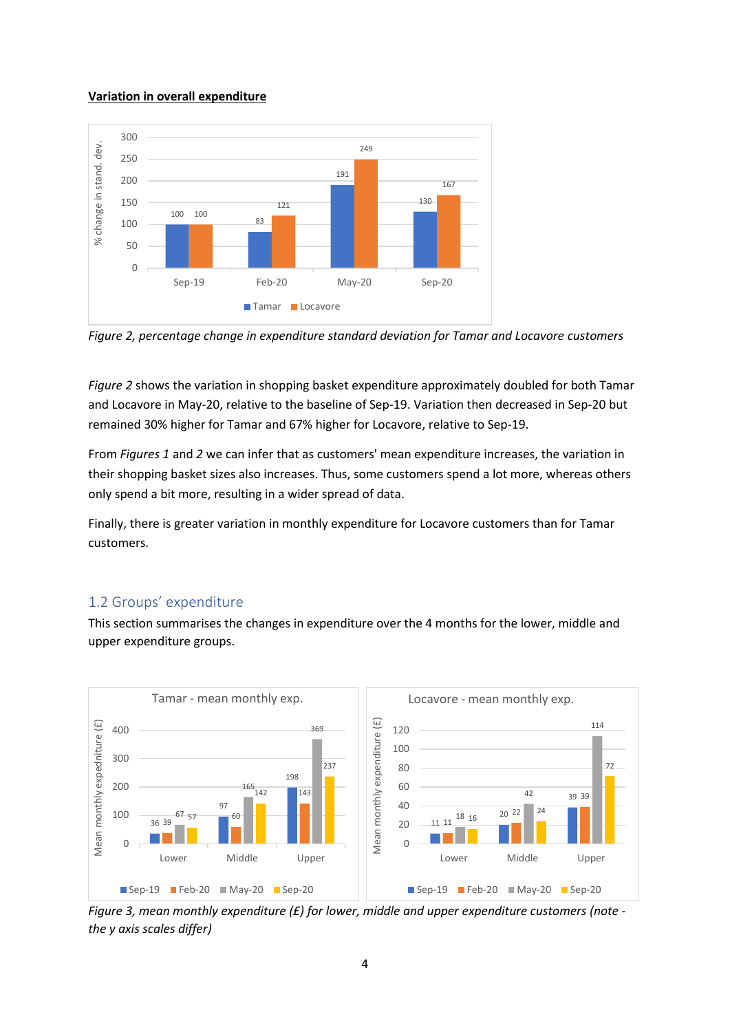**Variation in overall expenditure**

*Figure 2, percentage change in expenditure standard deviation for Tamar and Locavore customers*

*Figure 2* shows the variation in shopping basket expenditure approximately doubled for both Tamar and Locavore in May-20, relative to the baseline of Sep-19. Variation then decreased in Sep-20 but remained 30% higher for Tamar and 67% higher for Locavore, relative to Sep-19.

From *Figures 1* and *2* we can infer that as customers' mean expenditure increases, the variation in their shopping basket sizes also increases. Thus, some customers spend a lot more, whereas others only spend a bit more, resulting in a wider spread of data.

Finally, there is greater variation in monthly expenditure for Locavore customers than for Tamar customers.

## 1.2 Groups' expenditure

This section summarises the changes in expenditure over the 4 months for the lower, middle and upper expenditure groups.

*Figure 3, mean monthly expenditure (£) for lower, middle and upper expenditure customers (note - the y axis scales differ)*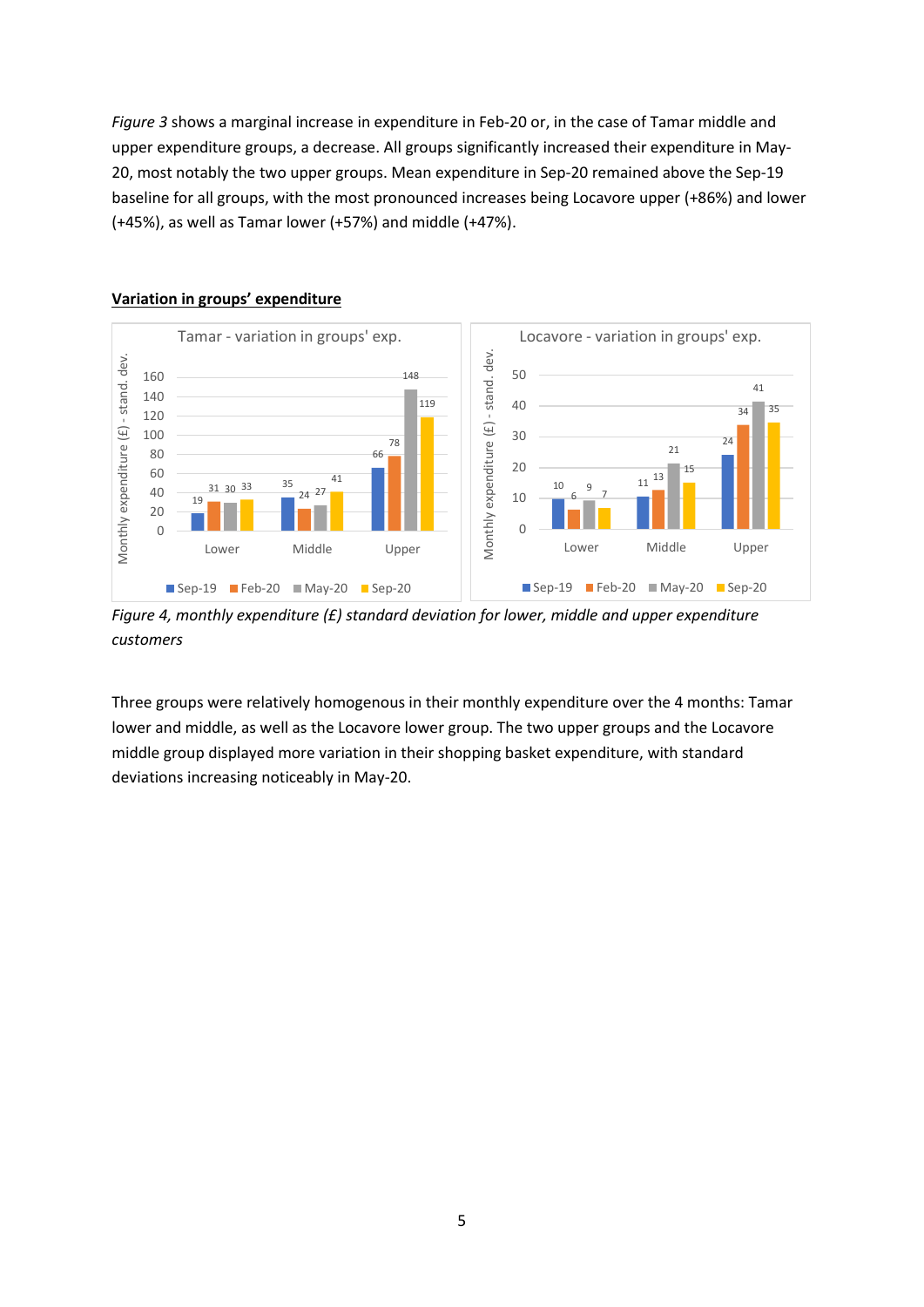*Figure 3* shows a marginal increase in expenditure in Feb-20 or, in the case of Tamar middle and upper expenditure groups, a decrease. All groups significantly increased their expenditure in May-20, most notably the two upper groups. Mean expenditure in Sep-20 remained above the Sep-19 baseline for all groups, with the most pronounced increases being Locavore upper (+86%) and lower (+45%), as well as Tamar lower (+57%) and middle (+47%).

**Variation in groups' expenditure**

Tamar - variation in groups' exp.

| Monthly expenditure (£) - stand. dev. | Sep-19 | Feb-20 | May-20 | Sep-20 |
|---|---|---|---|---|
| Lower | 19 | 31 | 30 | 33 |
| Middle | 35 | 24 | 27 | 41 |
| Upper | 66 | 78 | 148 | 119 |

Locavore - variation in groups' exp.

| Monthly expenditure (£) - stand. dev. | Sep-19 | Feb-20 | May-20 | Sep-20 |
|---|---|---|---|---|
| Lower | 10 | 6 | 9 | 7 |
| Middle | 11 | 13 | 21 | 15 |
| Upper | 24 | 34 | 41 | 35 |

*Figure 4, monthly expenditure (£) standard deviation for lower, middle and upper expenditure customers*

Three groups were relatively homogenous in their monthly expenditure over the 4 months: Tamar lower and middle, as well as the Locavore lower group. The two upper groups and the Locavore middle group displayed more variation in their shopping basket expenditure, with standard deviations increasing noticeably in May-20.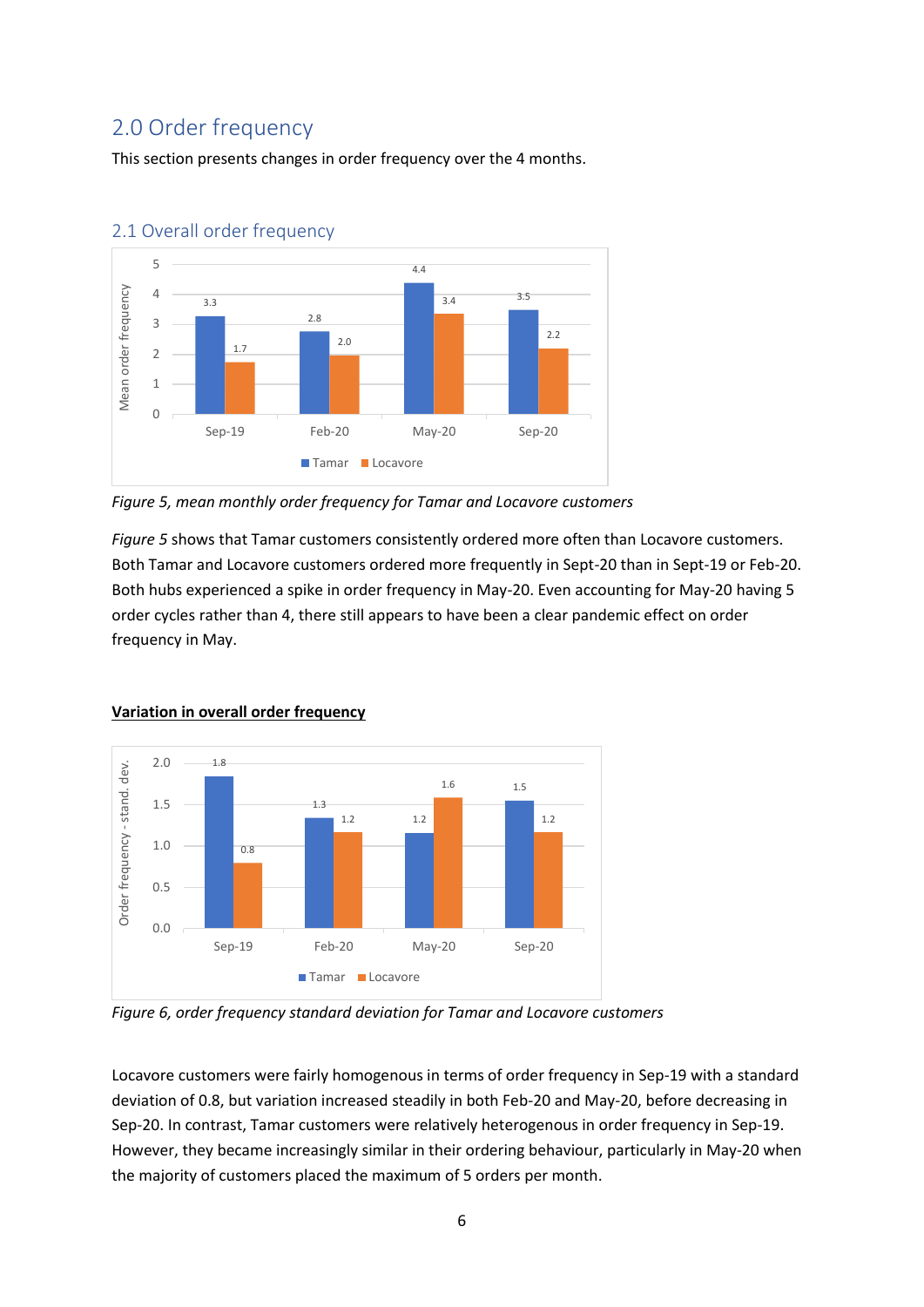## 2.0 Order frequency

This section presents changes in order frequency over the 4 months.

### 2.1 Overall order frequency

*Figure 5, mean monthly order frequency for Tamar and Locavore customers*

*Figure 5* shows that Tamar customers consistently ordered more often than Locavore customers. Both Tamar and Locavore customers ordered more frequently in Sept-20 than in Sept-19 or Feb-20. Both hubs experienced a spike in order frequency in May-20. Even accounting for May-20 having 5 order cycles rather than 4, there still appears to have been a clear pandemic effect on order frequency in May.

**Variation in overall order frequency**

*Figure 6, order frequency standard deviation for Tamar and Locavore customers*

Locavore customers were fairly homogenous in terms of order frequency in Sep-19 with a standard deviation of 0.8, but variation increased steadily in both Feb-20 and May-20, before decreasing in Sep-20. In contrast, Tamar customers were relatively heterogenous in order frequency in Sep-19. However, they became increasingly similar in their ordering behaviour, particularly in May-20 when the majority of customers placed the maximum of 5 orders per month.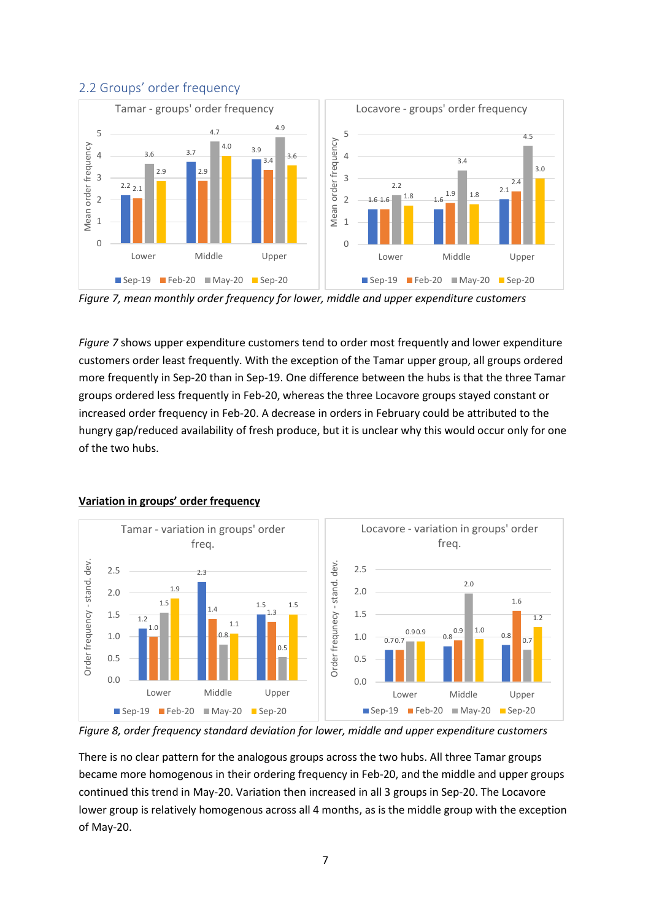## 2.2 Groups' order frequency

*Figure 7, mean monthly order frequency for lower, middle and upper expenditure customers*

*Figure 7* shows upper expenditure customers tend to order most frequently and lower expenditure customers order least frequently. With the exception of the Tamar upper group, all groups ordered more frequently in Sep-20 than in Sep-19. One difference between the hubs is that the three Tamar groups ordered less frequently in Feb-20, whereas the three Locavore groups stayed constant or increased order frequency in Feb-20. A decrease in orders in February could be attributed to the hungry gap/reduced availability of fresh produce, but it is unclear why this would occur only for one of the two hubs.

**Variation in groups' order frequency**

*Figure 8, order frequency standard deviation for lower, middle and upper expenditure customers*

There is no clear pattern for the analogous groups across the two hubs. All three Tamar groups became more homogenous in their ordering frequency in Feb-20, and the middle and upper groups continued this trend in May-20. Variation then increased in all 3 groups in Sep-20. The Locavore lower group is relatively homogenous across all 4 months, as is the middle group with the exception of May-20.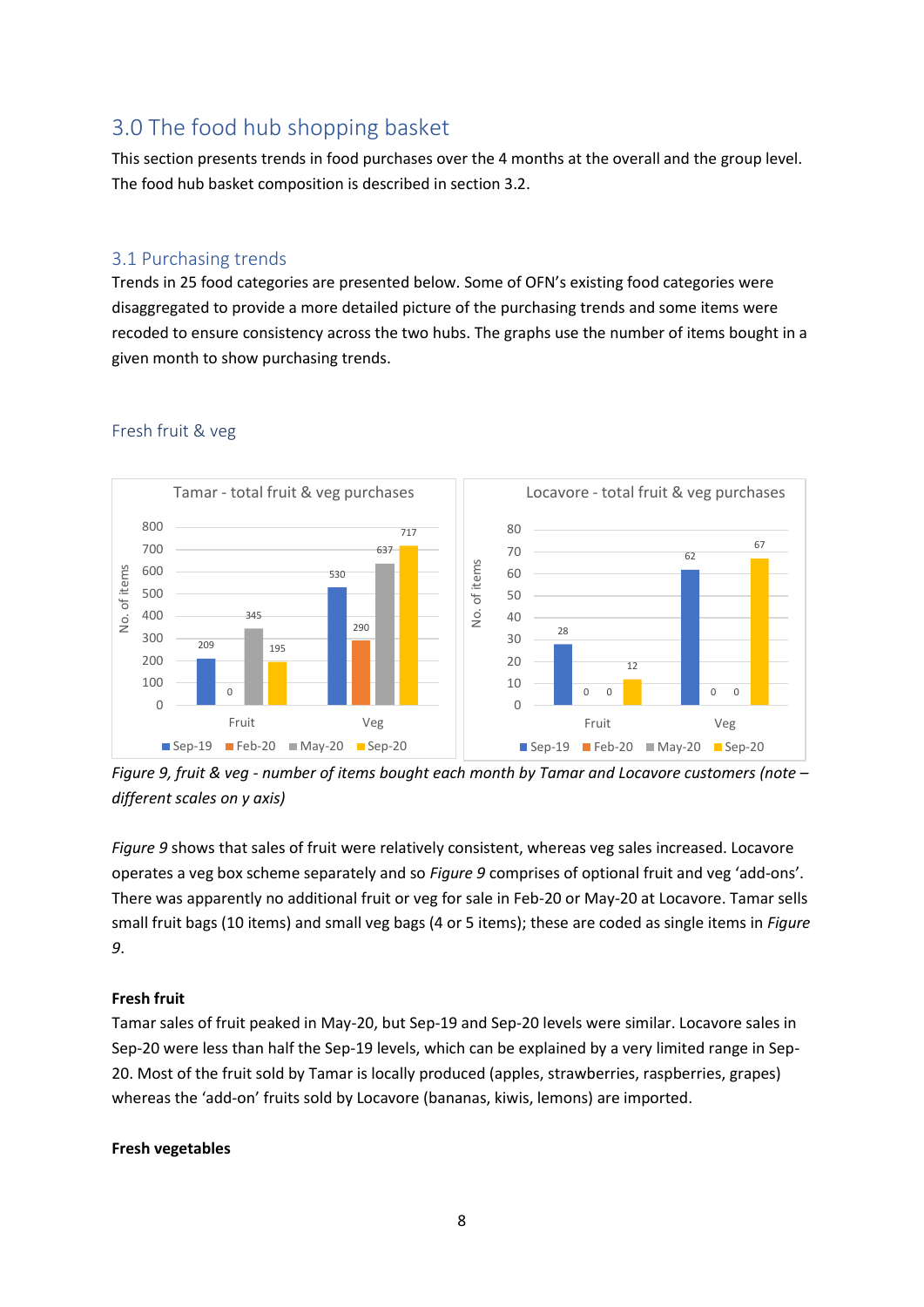## 3.0 The food hub shopping basket

This section presents trends in food purchases over the 4 months at the overall and the group level. The food hub basket composition is described in section 3.2.

### 3.1 Purchasing trends

Trends in 25 food categories are presented below. Some of OFN's existing food categories were disaggregated to provide a more detailed picture of the purchasing trends and some items were recoded to ensure consistency across the two hubs. The graphs use the number of items bought in a given month to show purchasing trends.

#### Fresh fruit & veg

**Tamar - total fruit & veg purchases** (No. of items)

| | Sep-19 | Feb-20 | May-20 | Sep-20 |
|---|---|---|---|---|
| Fruit | 209 | 0 | 345 | 195 |
| Veg | 530 | 290 | 637 | 717 |

**Locavore - total fruit & veg purchases** (No. of items)

| | Sep-19 | Feb-20 | May-20 | Sep-20 |
|---|---|---|---|---|
| Fruit | 28 | 0 | 0 | 12 |
| Veg | 62 | 0 | 0 | 67 |

*Figure 9, fruit & veg - number of items bought each month by Tamar and Locavore customers (note – different scales on y axis)*

*Figure 9* shows that sales of fruit were relatively consistent, whereas veg sales increased. Locavore operates a veg box scheme separately and so *Figure 9* comprises of optional fruit and veg 'add-ons'. There was apparently no additional fruit or veg for sale in Feb-20 or May-20 at Locavore. Tamar sells small fruit bags (10 items) and small veg bags (4 or 5 items); these are coded as single items in *Figure 9*.

**Fresh fruit**

Tamar sales of fruit peaked in May-20, but Sep-19 and Sep-20 levels were similar. Locavore sales in Sep-20 were less than half the Sep-19 levels, which can be explained by a very limited range in Sep-20. Most of the fruit sold by Tamar is locally produced (apples, strawberries, raspberries, grapes) whereas the 'add-on' fruits sold by Locavore (bananas, kiwis, lemons) are imported.

**Fresh vegetables**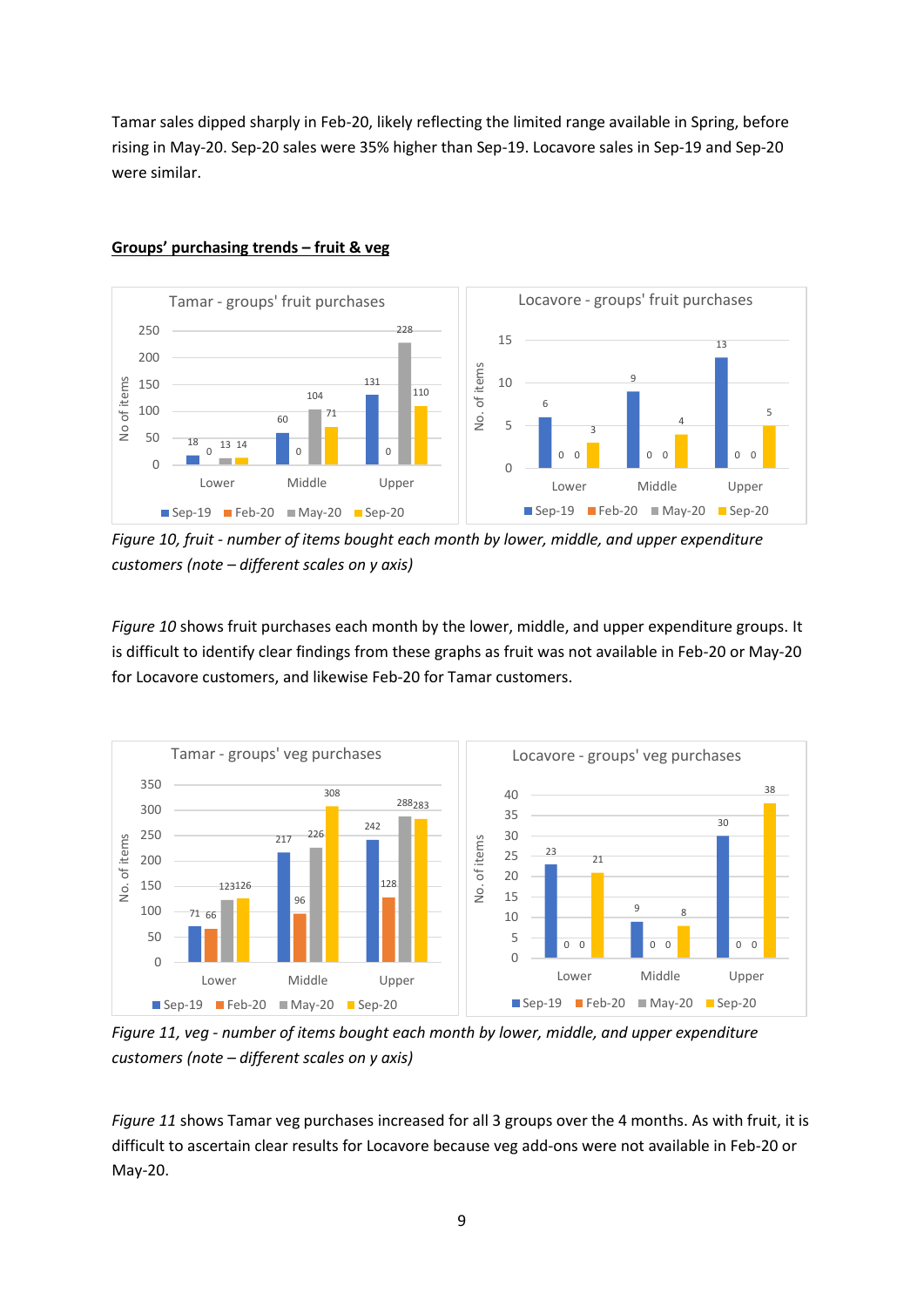Tamar sales dipped sharply in Feb-20, likely reflecting the limited range available in Spring, before rising in May-20. Sep-20 sales were 35% higher than Sep-19. Locavore sales in Sep-19 and Sep-20 were similar.

**Groups' purchasing trends – fruit & veg**

*Figure 10, fruit - number of items bought each month by lower, middle, and upper expenditure customers (note – different scales on y axis)*

*Figure 10* shows fruit purchases each month by the lower, middle, and upper expenditure groups. It is difficult to identify clear findings from these graphs as fruit was not available in Feb-20 or May-20 for Locavore customers, and likewise Feb-20 for Tamar customers.

*Figure 11, veg - number of items bought each month by lower, middle, and upper expenditure customers (note – different scales on y axis)*

*Figure 11* shows Tamar veg purchases increased for all 3 groups over the 4 months. As with fruit, it is difficult to ascertain clear results for Locavore because veg add-ons were not available in Feb-20 or May-20.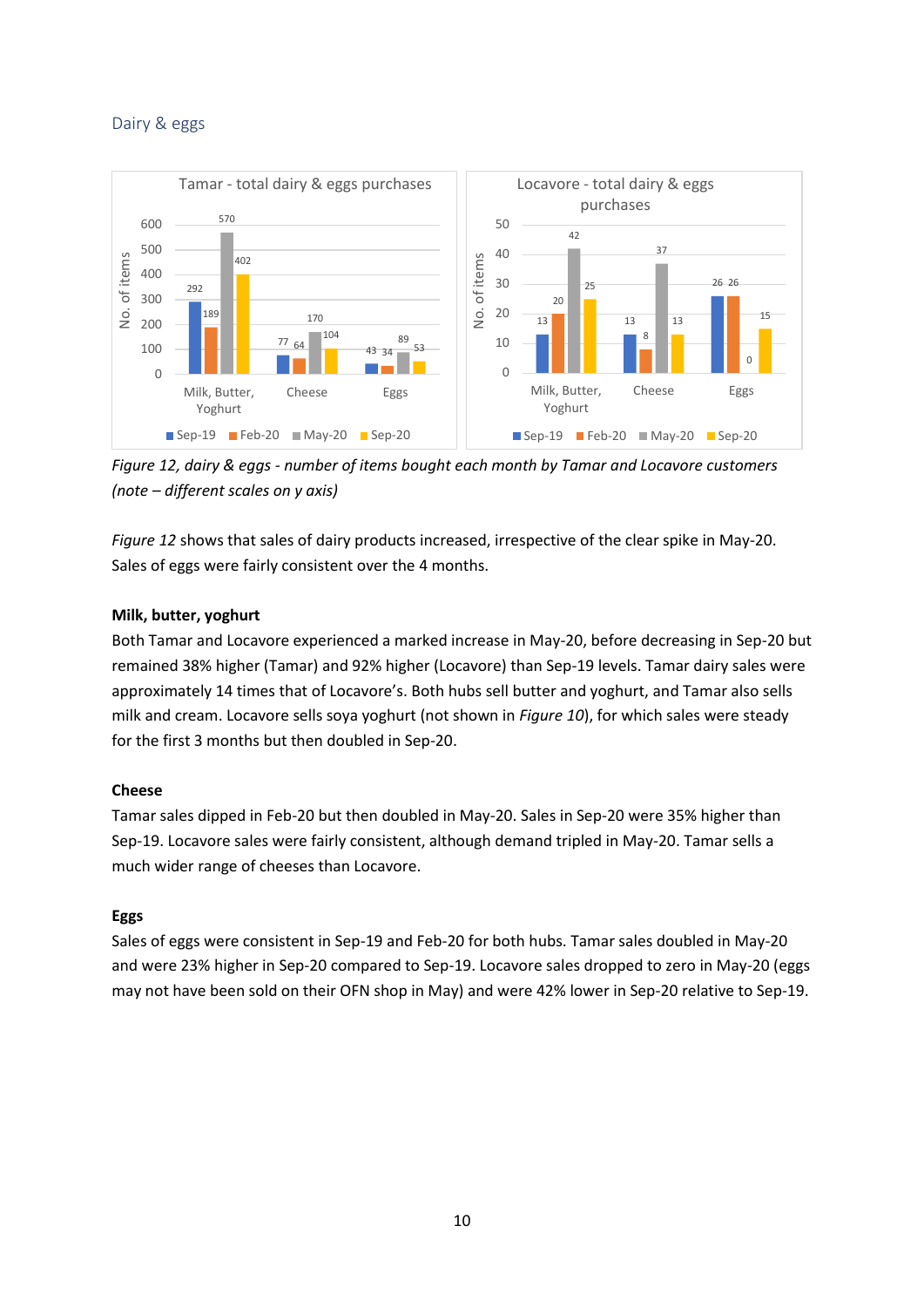## Dairy & eggs

**Tamar - total dairy & eggs purchases**

| No. of items | Sep-19 | Feb-20 | May-20 | Sep-20 |
|---|---|---|---|---|
| Milk, Butter, Yoghurt | 292 | 189 | 570 | 402 |
| Cheese | 77 | 64 | 170 | 104 |
| Eggs | 43 | 34 | 89 | 53 |

**Locavore - total dairy & eggs purchases**

| No. of items | Sep-19 | Feb-20 | May-20 | Sep-20 |
|---|---|---|---|---|
| Milk, Butter, Yoghurt | 13 | 20 | 42 | 25 |
| Cheese | 13 | 8 | 37 | 13 |
| Eggs | 26 | 26 | 0 | 15 |

*Figure 12, dairy & eggs - number of items bought each month by Tamar and Locavore customers (note – different scales on y axis)*

*Figure 12* shows that sales of dairy products increased, irrespective of the clear spike in May-20. Sales of eggs were fairly consistent over the 4 months.

**Milk, butter, yoghurt**

Both Tamar and Locavore experienced a marked increase in May-20, before decreasing in Sep-20 but remained 38% higher (Tamar) and 92% higher (Locavore) than Sep-19 levels. Tamar dairy sales were approximately 14 times that of Locavore's. Both hubs sell butter and yoghurt, and Tamar also sells milk and cream. Locavore sells soya yoghurt (not shown in *Figure 10*), for which sales were steady for the first 3 months but then doubled in Sep-20.

**Cheese**

Tamar sales dipped in Feb-20 but then doubled in May-20. Sales in Sep-20 were 35% higher than Sep-19. Locavore sales were fairly consistent, although demand tripled in May-20. Tamar sells a much wider range of cheeses than Locavore.

**Eggs**

Sales of eggs were consistent in Sep-19 and Feb-20 for both hubs. Tamar sales doubled in May-20 and were 23% higher in Sep-20 compared to Sep-19. Locavore sales dropped to zero in May-20 (eggs may not have been sold on their OFN shop in May) and were 42% lower in Sep-20 relative to Sep-19.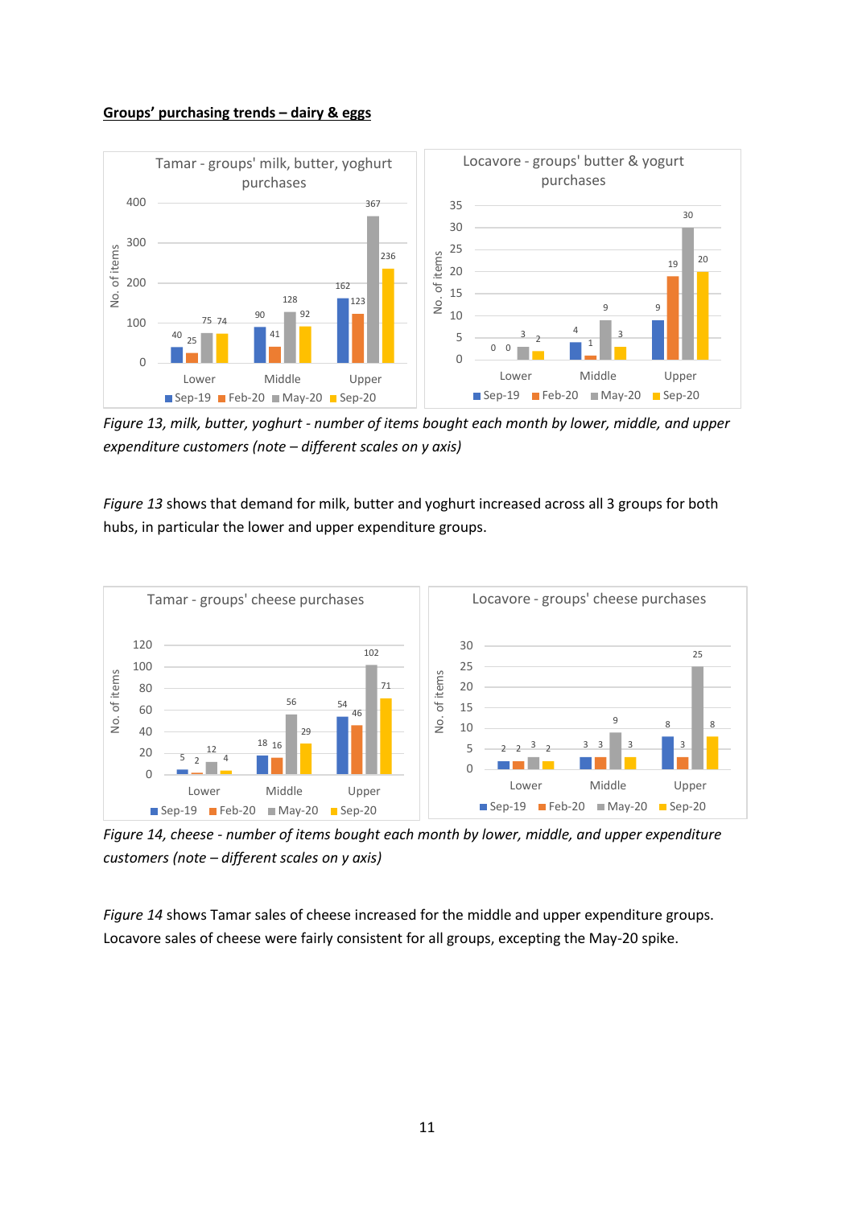**Groups' purchasing trends – dairy & eggs**

*Figure 13, milk, butter, yoghurt - number of items bought each month by lower, middle, and upper expenditure customers (note – different scales on y axis)*

*Figure 13* shows that demand for milk, butter and yoghurt increased across all 3 groups for both hubs, in particular the lower and upper expenditure groups.

*Figure 14, cheese - number of items bought each month by lower, middle, and upper expenditure customers (note – different scales on y axis)*

*Figure 14* shows Tamar sales of cheese increased for the middle and upper expenditure groups. Locavore sales of cheese were fairly consistent for all groups, excepting the May-20 spike.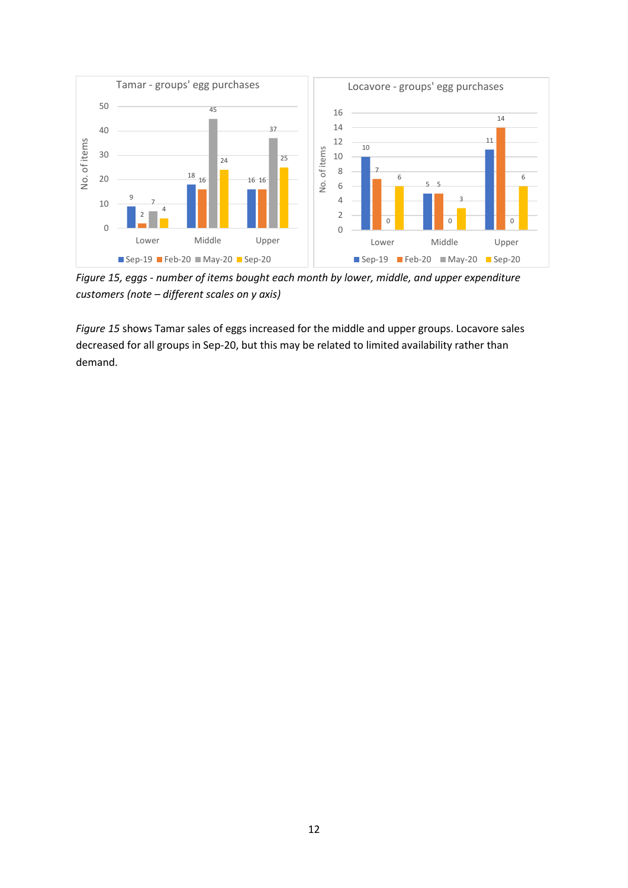*Figure 15, eggs - number of items bought each month by lower, middle, and upper expenditure customers (note – different scales on y axis)*

*Figure 15* shows Tamar sales of eggs increased for the middle and upper groups. Locavore sales decreased for all groups in Sep-20, but this may be related to limited availability rather than demand.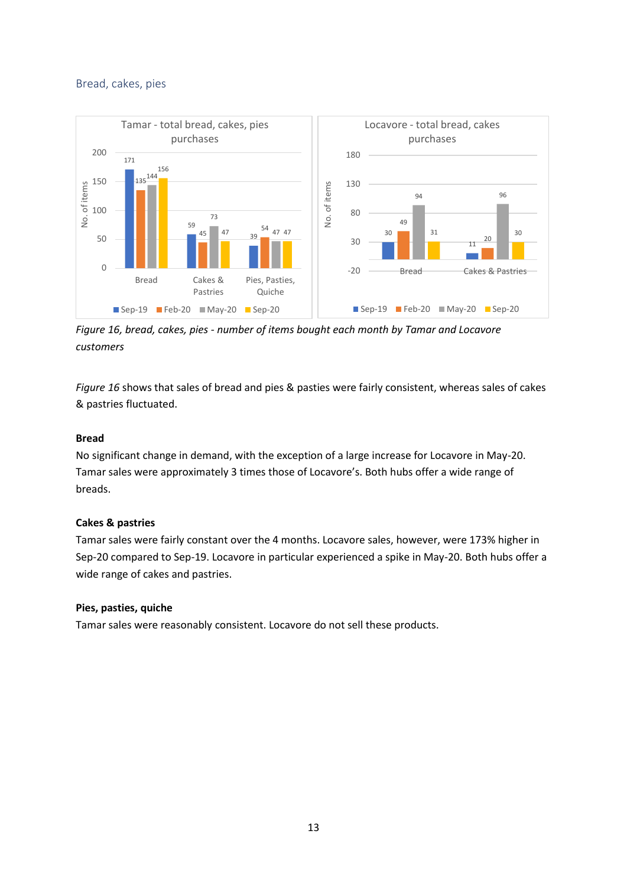## Bread, cakes, pies

*Figure 16, bread, cakes, pies - number of items bought each month by Tamar and Locavore customers*

*Figure 16* shows that sales of bread and pies & pasties were fairly consistent, whereas sales of cakes & pastries fluctuated.

**Bread**

No significant change in demand, with the exception of a large increase for Locavore in May-20. Tamar sales were approximately 3 times those of Locavore's. Both hubs offer a wide range of breads.

**Cakes & pastries**

Tamar sales were fairly constant over the 4 months. Locavore sales, however, were 173% higher in Sep-20 compared to Sep-19. Locavore in particular experienced a spike in May-20. Both hubs offer a wide range of cakes and pastries.

**Pies, pasties, quiche**

Tamar sales were reasonably consistent. Locavore do not sell these products.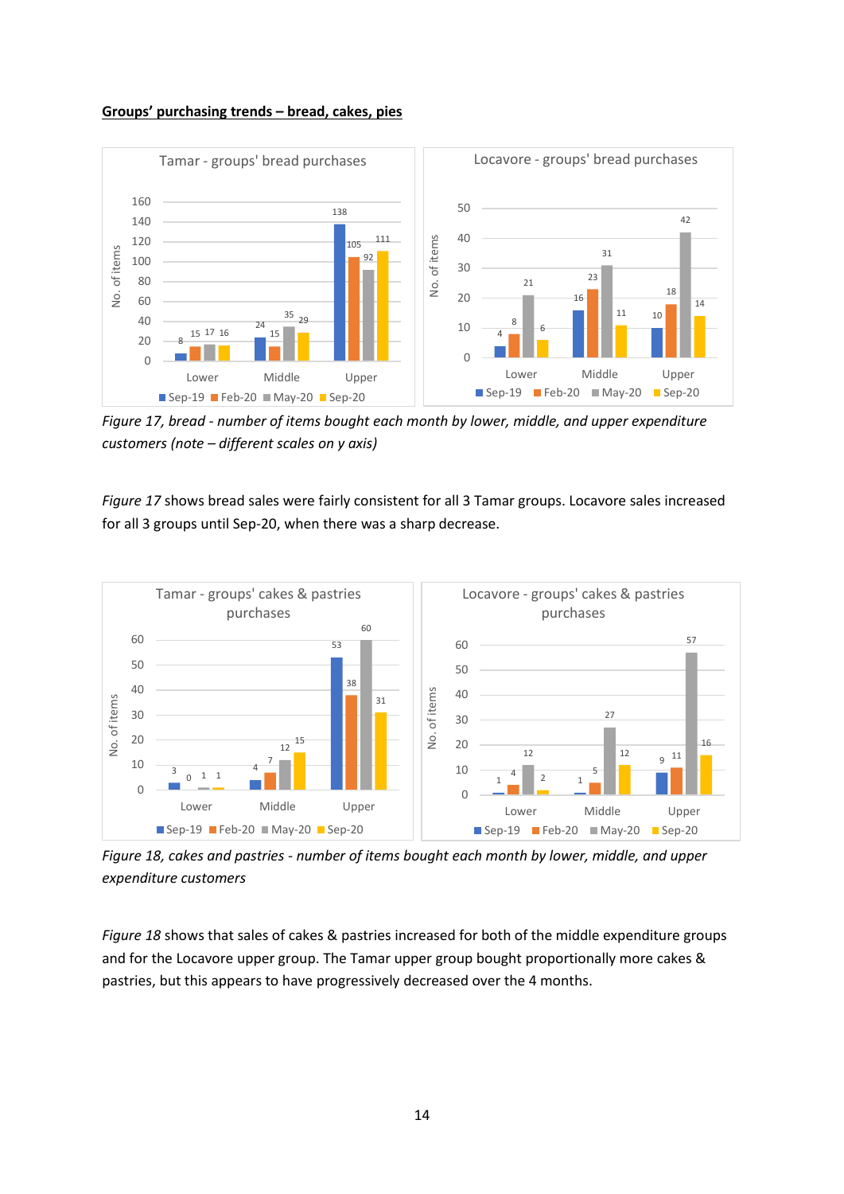**Groups' purchasing trends – bread, cakes, pies**

*Figure 17, bread - number of items bought each month by lower, middle, and upper expenditure customers (note – different scales on y axis)*

*Figure 17* shows bread sales were fairly consistent for all 3 Tamar groups. Locavore sales increased for all 3 groups until Sep-20, when there was a sharp decrease.

*Figure 18, cakes and pastries - number of items bought each month by lower, middle, and upper expenditure customers*

*Figure 18* shows that sales of cakes & pastries increased for both of the middle expenditure groups and for the Locavore upper group. The Tamar upper group bought proportionally more cakes & pastries, but this appears to have progressively decreased over the 4 months.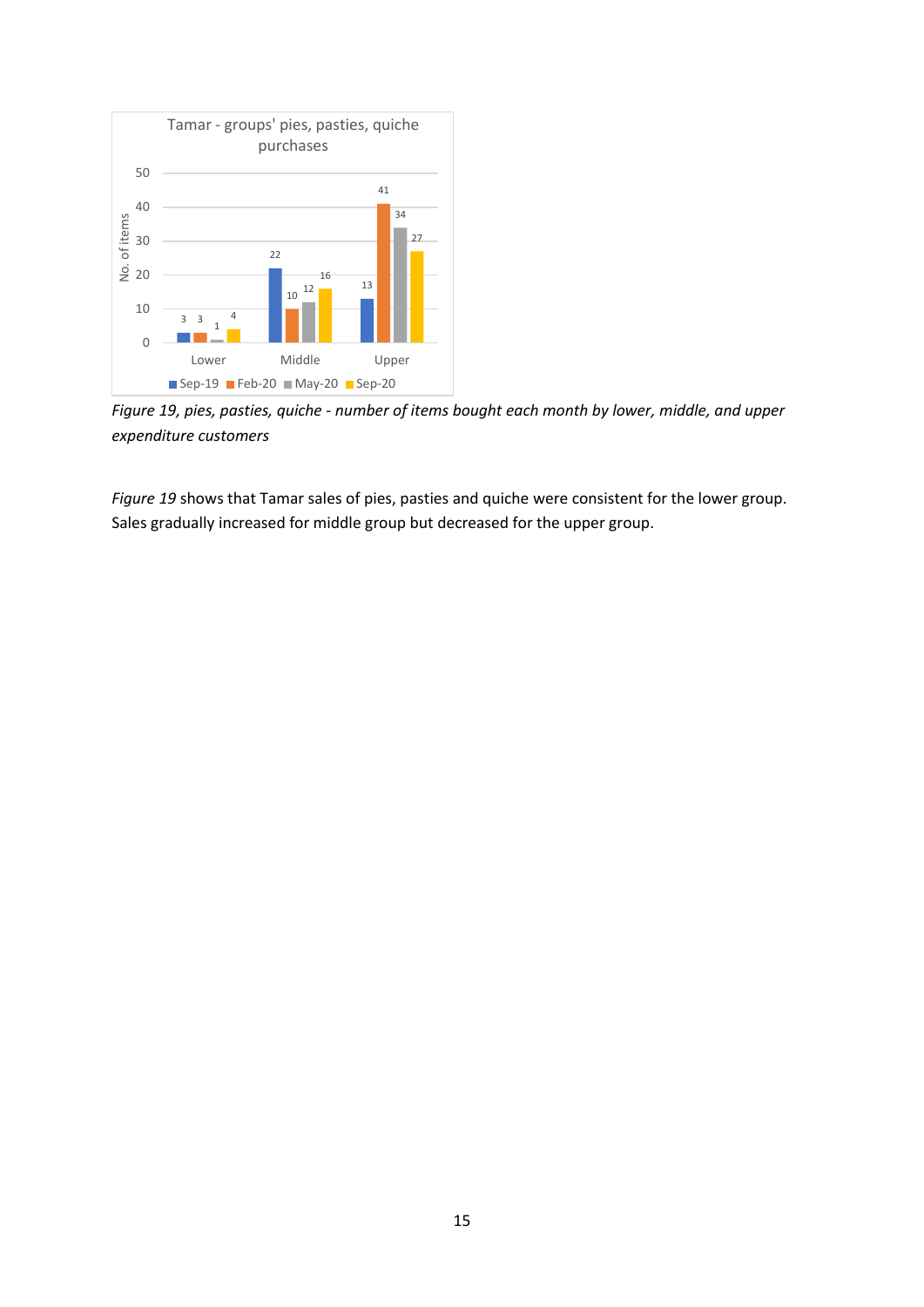*Figure 19, pies, pasties, quiche - number of items bought each month by lower, middle, and upper expenditure customers*

*Figure 19* shows that Tamar sales of pies, pasties and quiche were consistent for the lower group. Sales gradually increased for middle group but decreased for the upper group.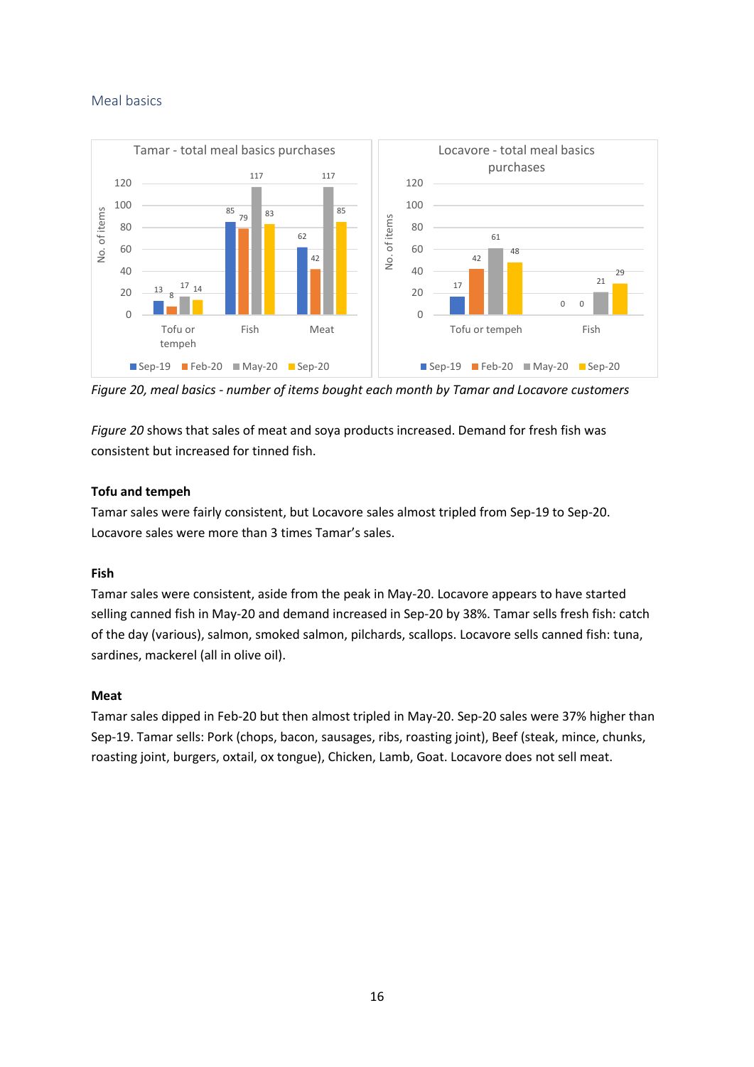## Meal basics

*Figure 20, meal basics - number of items bought each month by Tamar and Locavore customers*

*Figure 20* shows that sales of meat and soya products increased. Demand for fresh fish was consistent but increased for tinned fish.

**Tofu and tempeh**

Tamar sales were fairly consistent, but Locavore sales almost tripled from Sep-19 to Sep-20. Locavore sales were more than 3 times Tamar's sales.

**Fish**

Tamar sales were consistent, aside from the peak in May-20. Locavore appears to have started selling canned fish in May-20 and demand increased in Sep-20 by 38%. Tamar sells fresh fish: catch of the day (various), salmon, smoked salmon, pilchards, scallops. Locavore sells canned fish: tuna, sardines, mackerel (all in olive oil).

**Meat**

Tamar sales dipped in Feb-20 but then almost tripled in May-20. Sep-20 sales were 37% higher than Sep-19. Tamar sells: Pork (chops, bacon, sausages, ribs, roasting joint), Beef (steak, mince, chunks, roasting joint, burgers, oxtail, ox tongue), Chicken, Lamb, Goat. Locavore does not sell meat.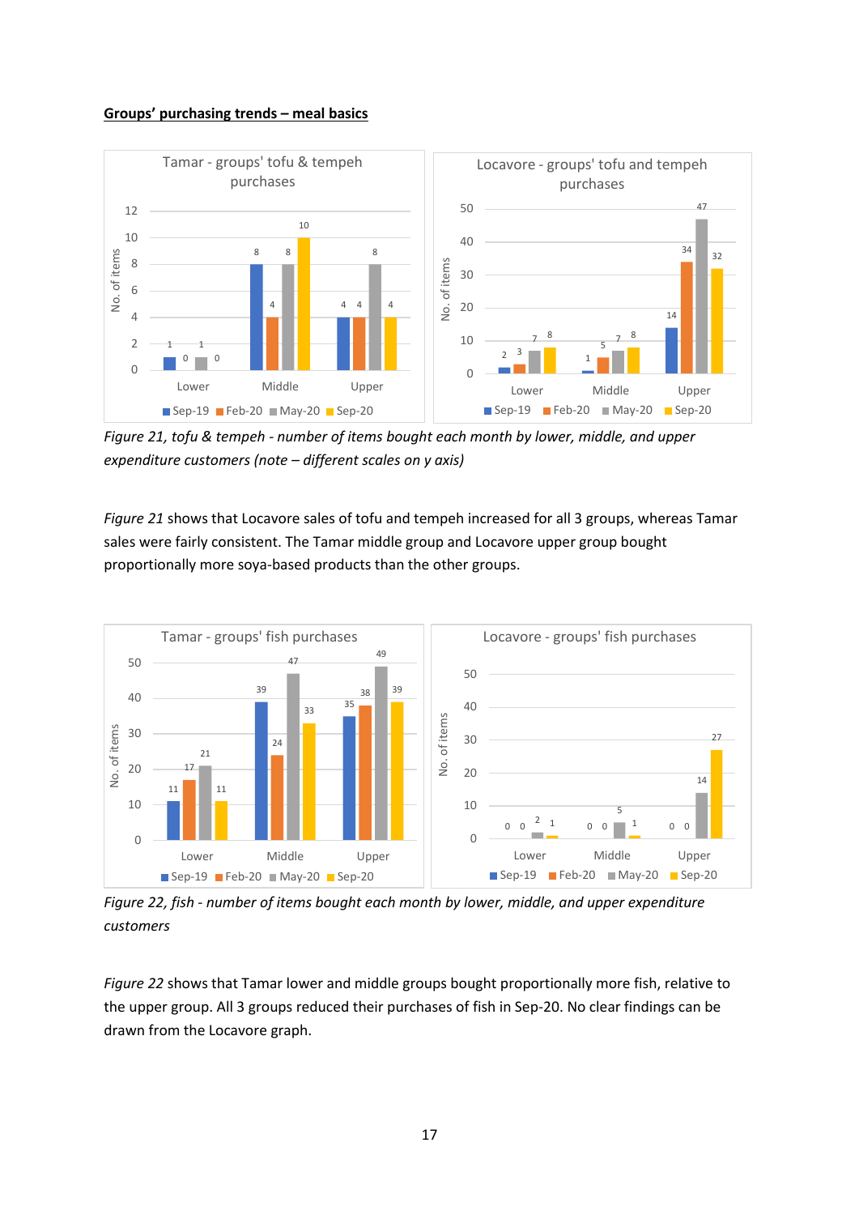**Groups' purchasing trends – meal basics**

*Figure 21, tofu & tempeh - number of items bought each month by lower, middle, and upper expenditure customers (note – different scales on y axis)*

*Figure 21* shows that Locavore sales of tofu and tempeh increased for all 3 groups, whereas Tamar sales were fairly consistent. The Tamar middle group and Locavore upper group bought proportionally more soya-based products than the other groups.

*Figure 22, fish - number of items bought each month by lower, middle, and upper expenditure customers*

*Figure 22* shows that Tamar lower and middle groups bought proportionally more fish, relative to the upper group. All 3 groups reduced their purchases of fish in Sep-20. No clear findings can be drawn from the Locavore graph.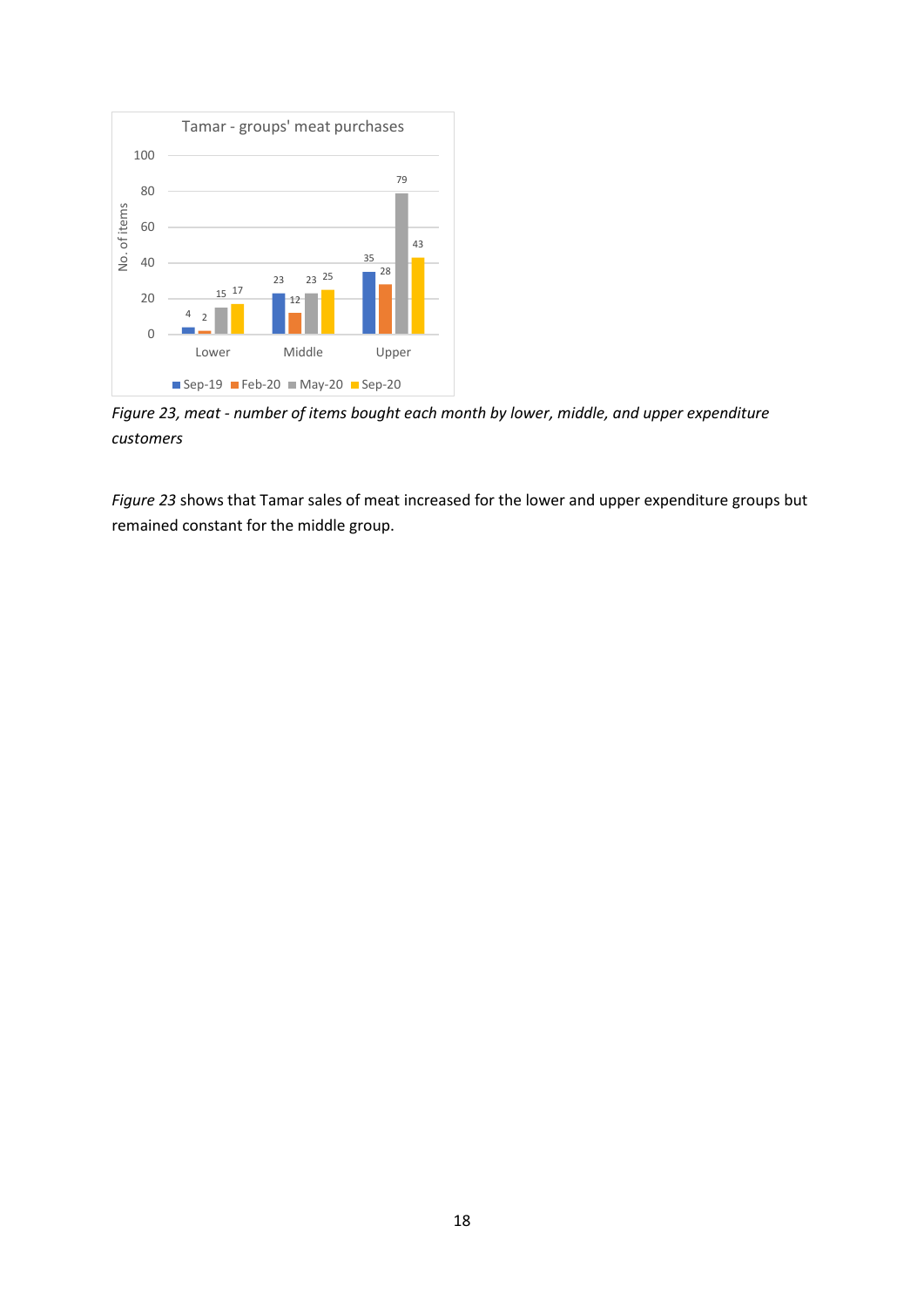*Figure 23, meat - number of items bought each month by lower, middle, and upper expenditure customers*

*Figure 23* shows that Tamar sales of meat increased for the lower and upper expenditure groups but remained constant for the middle group.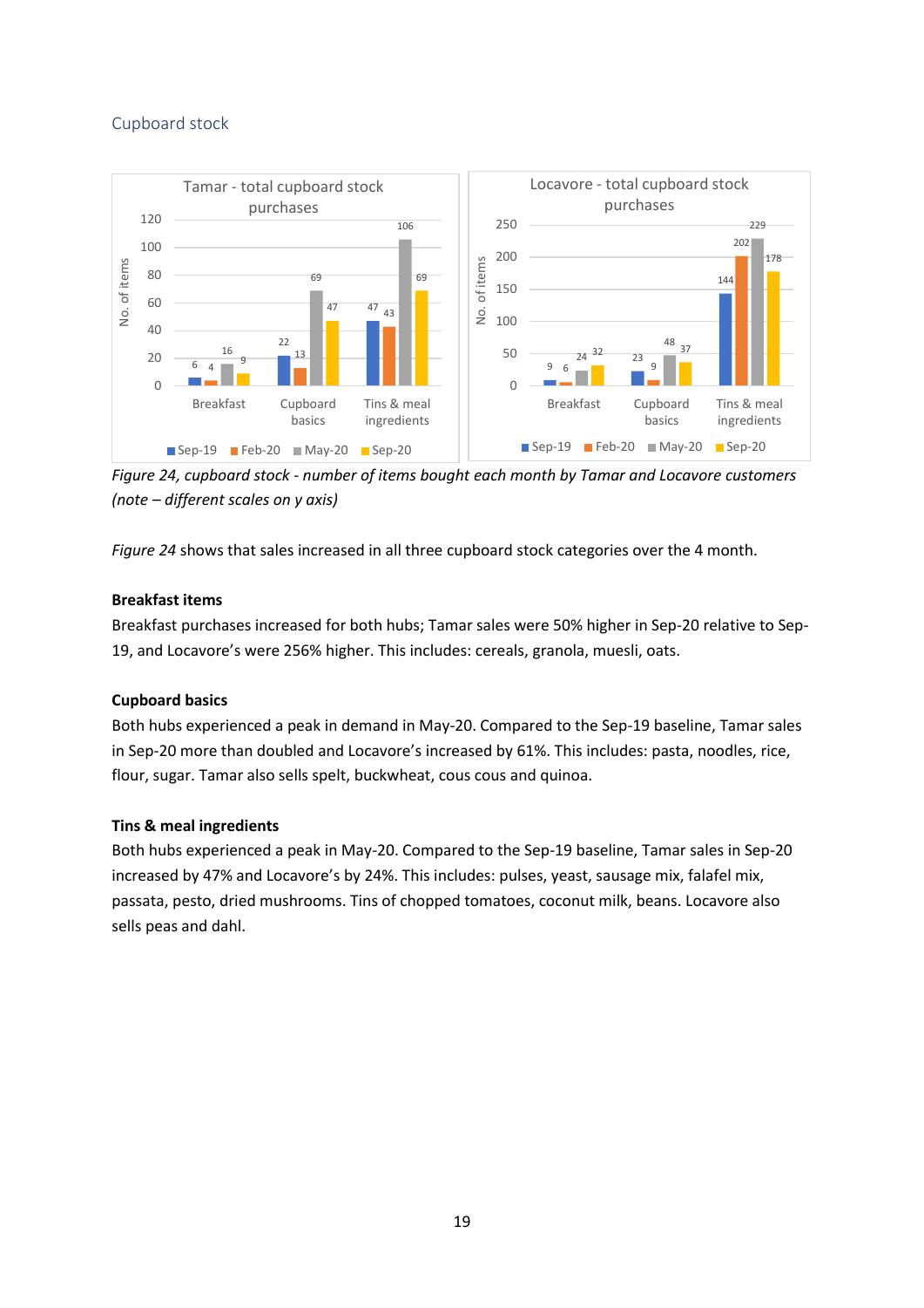## Cupboard stock

*Figure 24, cupboard stock - number of items bought each month by Tamar and Locavore customers (note – different scales on y axis)*

*Figure 24* shows that sales increased in all three cupboard stock categories over the 4 month.

**Breakfast items**

Breakfast purchases increased for both hubs; Tamar sales were 50% higher in Sep-20 relative to Sep-19, and Locavore's were 256% higher. This includes: cereals, granola, muesli, oats.

**Cupboard basics**

Both hubs experienced a peak in demand in May-20. Compared to the Sep-19 baseline, Tamar sales in Sep-20 more than doubled and Locavore's increased by 61%. This includes: pasta, noodles, rice, flour, sugar. Tamar also sells spelt, buckwheat, cous cous and quinoa.

**Tins & meal ingredients**

Both hubs experienced a peak in May-20. Compared to the Sep-19 baseline, Tamar sales in Sep-20 increased by 47% and Locavore's by 24%. This includes: pulses, yeast, sausage mix, falafel mix, passata, pesto, dried mushrooms. Tins of chopped tomatoes, coconut milk, beans. Locavore also sells peas and dahl.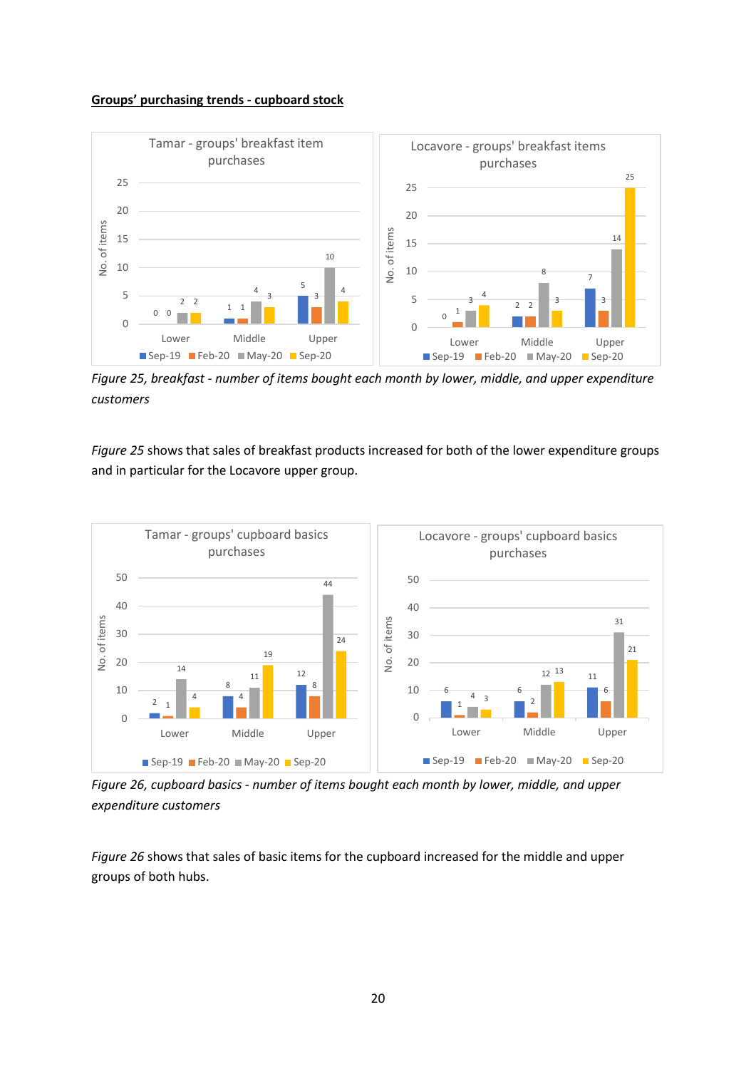**Groups' purchasing trends - cupboard stock**

*Figure 25, breakfast - number of items bought each month by lower, middle, and upper expenditure customers*

*Figure 25* shows that sales of breakfast products increased for both of the lower expenditure groups and in particular for the Locavore upper group.

*Figure 26, cupboard basics - number of items bought each month by lower, middle, and upper expenditure customers*

*Figure 26* shows that sales of basic items for the cupboard increased for the middle and upper groups of both hubs.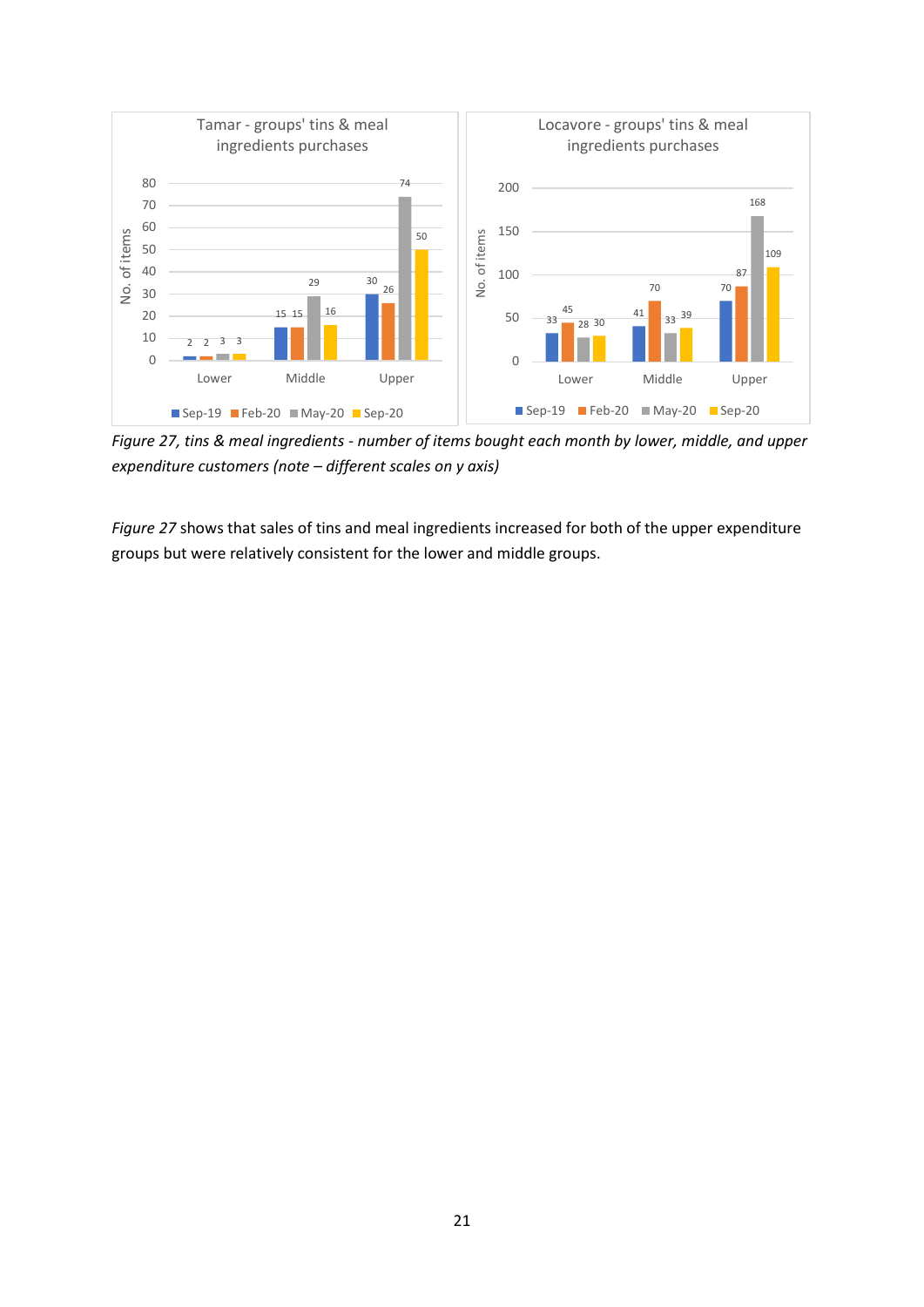*Figure 27, tins & meal ingredients - number of items bought each month by lower, middle, and upper expenditure customers (note – different scales on y axis)*

*Figure 27* shows that sales of tins and meal ingredients increased for both of the upper expenditure groups but were relatively consistent for the lower and middle groups.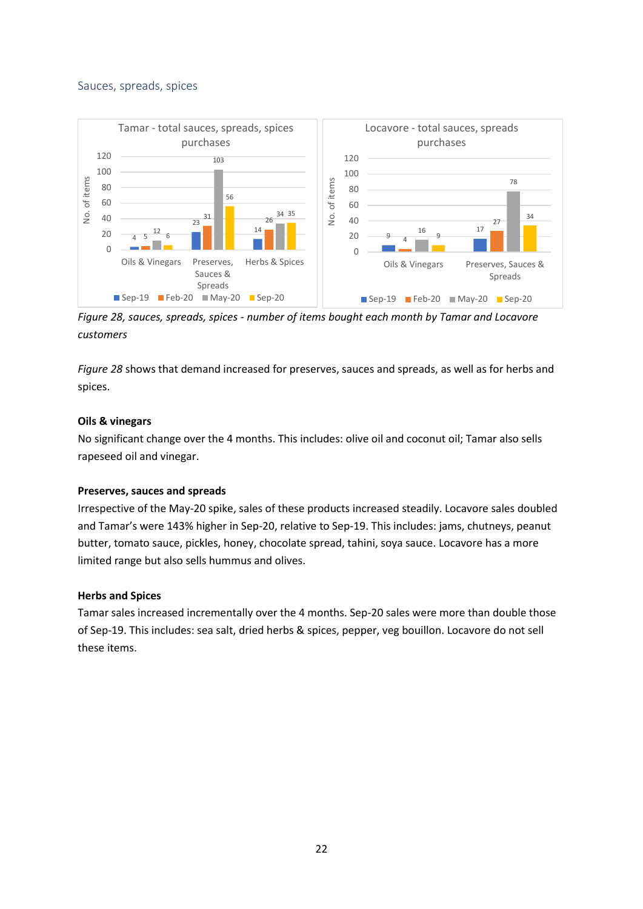### Sauces, spreads, spices

*Figure 28, sauces, spreads, spices - number of items bought each month by Tamar and Locavore customers*

*Figure 28* shows that demand increased for preserves, sauces and spreads, as well as for herbs and spices.

**Oils & vinegars**

No significant change over the 4 months. This includes: olive oil and coconut oil; Tamar also sells rapeseed oil and vinegar.

**Preserves, sauces and spreads**

Irrespective of the May-20 spike, sales of these products increased steadily. Locavore sales doubled and Tamar's were 143% higher in Sep-20, relative to Sep-19. This includes: jams, chutneys, peanut butter, tomato sauce, pickles, honey, chocolate spread, tahini, soya sauce. Locavore has a more limited range but also sells hummus and olives.

**Herbs and Spices**

Tamar sales increased incrementally over the 4 months. Sep-20 sales were more than double those of Sep-19. This includes: sea salt, dried herbs & spices, pepper, veg bouillon. Locavore do not sell these items.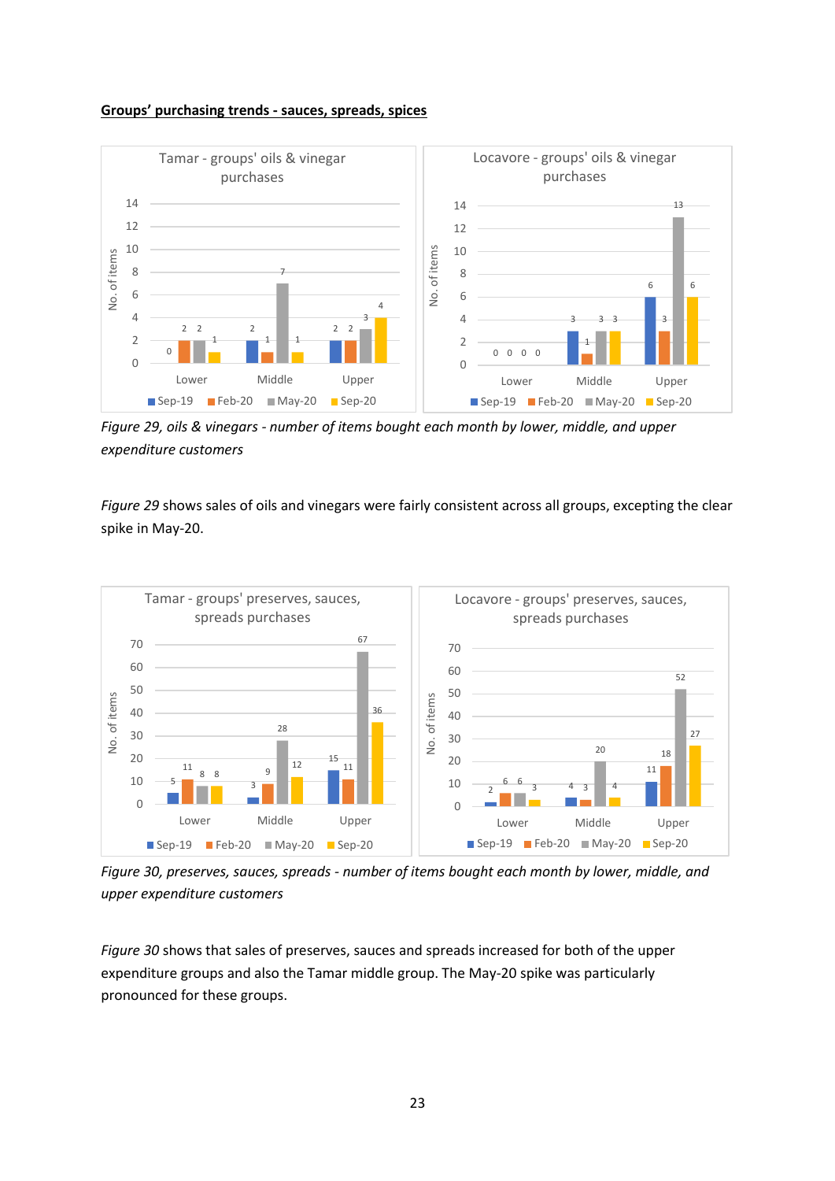**Groups' purchasing trends - sauces, spreads, spices**

*Figure 29, oils & vinegars - number of items bought each month by lower, middle, and upper expenditure customers*

*Figure 29* shows sales of oils and vinegars were fairly consistent across all groups, excepting the clear spike in May-20.

*Figure 30, preserves, sauces, spreads - number of items bought each month by lower, middle, and upper expenditure customers*

*Figure 30* shows that sales of preserves, sauces and spreads increased for both of the upper expenditure groups and also the Tamar middle group. The May-20 spike was particularly pronounced for these groups.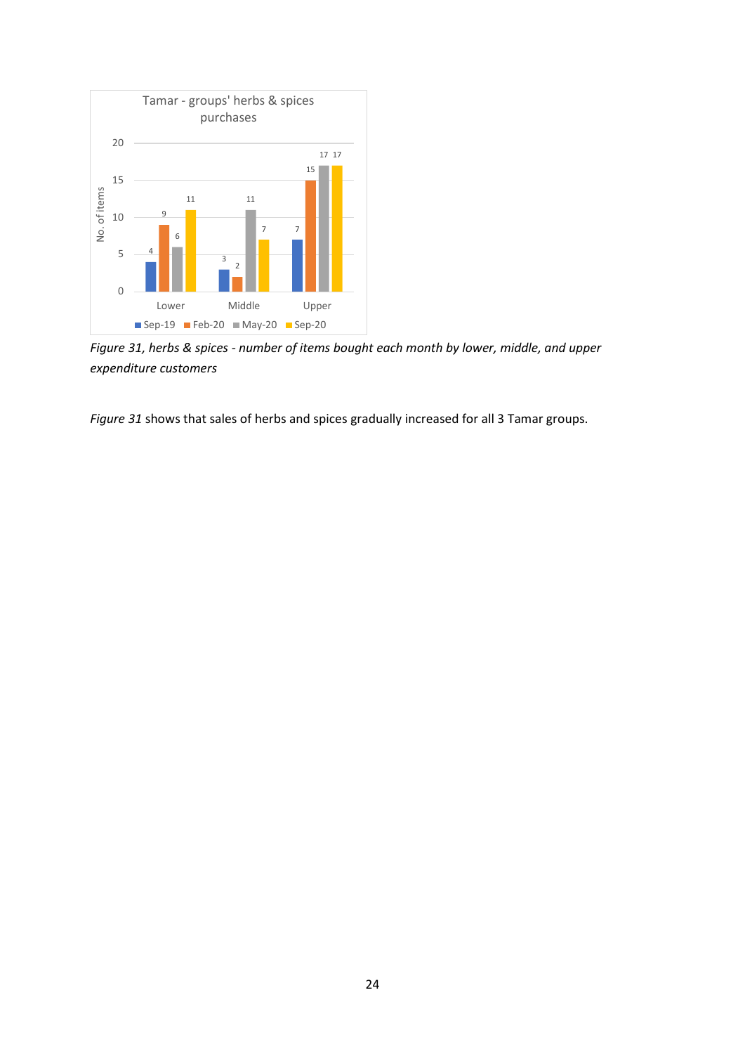*Figure 31, herbs & spices - number of items bought each month by lower, middle, and upper expenditure customers*

*Figure 31* shows that sales of herbs and spices gradually increased for all 3 Tamar groups.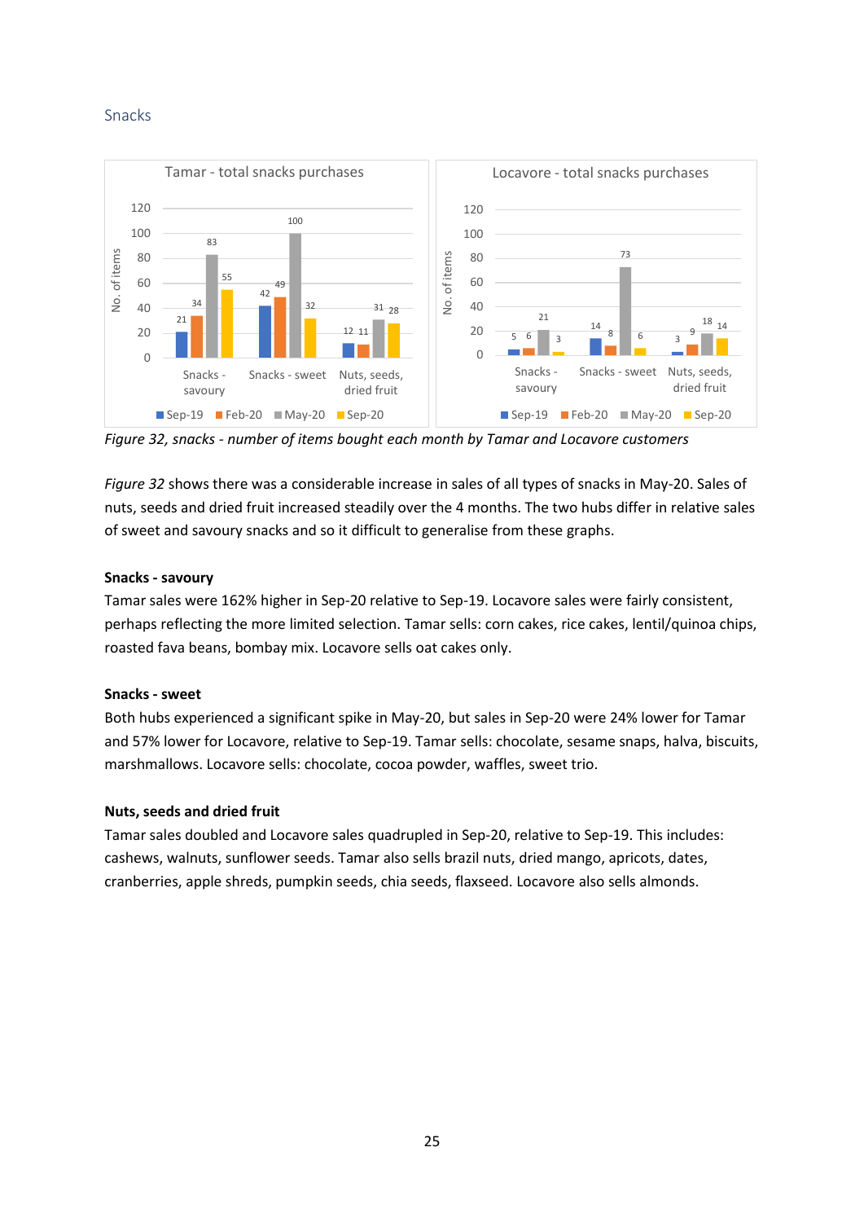## Snacks

Figure 32, snacks - number of items bought each month by Tamar and Locavore customers

*Figure 32* shows there was a considerable increase in sales of all types of snacks in May-20. Sales of nuts, seeds and dried fruit increased steadily over the 4 months. The two hubs differ in relative sales of sweet and savoury snacks and so it difficult to generalise from these graphs.

**Snacks - savoury**

Tamar sales were 162% higher in Sep-20 relative to Sep-19. Locavore sales were fairly consistent, perhaps reflecting the more limited selection. Tamar sells: corn cakes, rice cakes, lentil/quinoa chips, roasted fava beans, bombay mix. Locavore sells oat cakes only.

**Snacks - sweet**

Both hubs experienced a significant spike in May-20, but sales in Sep-20 were 24% lower for Tamar and 57% lower for Locavore, relative to Sep-19. Tamar sells: chocolate, sesame snaps, halva, biscuits, marshmallows. Locavore sells: chocolate, cocoa powder, waffles, sweet trio.

**Nuts, seeds and dried fruit**

Tamar sales doubled and Locavore sales quadrupled in Sep-20, relative to Sep-19. This includes: cashews, walnuts, sunflower seeds. Tamar also sells brazil nuts, dried mango, apricots, dates, cranberries, apple shreds, pumpkin seeds, chia seeds, flaxseed. Locavore also sells almonds.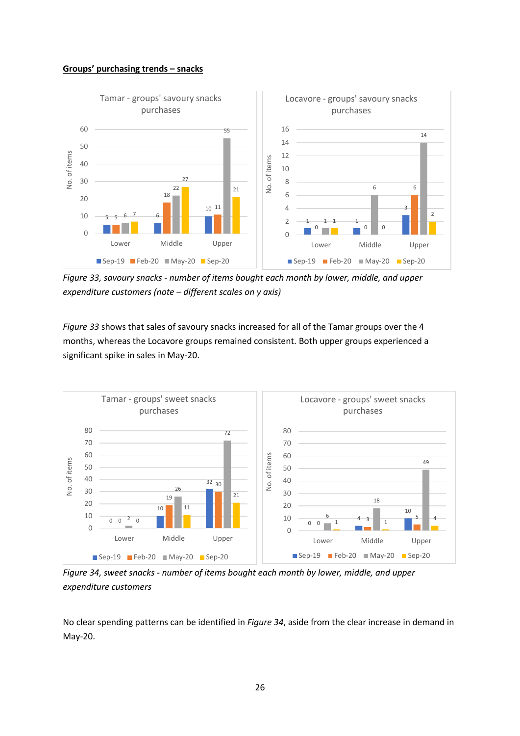**Groups' purchasing trends – snacks**

*Figure 33, savoury snacks - number of items bought each month by lower, middle, and upper expenditure customers (note – different scales on y axis)*

*Figure 33* shows that sales of savoury snacks increased for all of the Tamar groups over the 4 months, whereas the Locavore groups remained consistent. Both upper groups experienced a significant spike in sales in May-20.

*Figure 34, sweet snacks - number of items bought each month by lower, middle, and upper expenditure customers*

No clear spending patterns can be identified in *Figure 34*, aside from the clear increase in demand in May-20.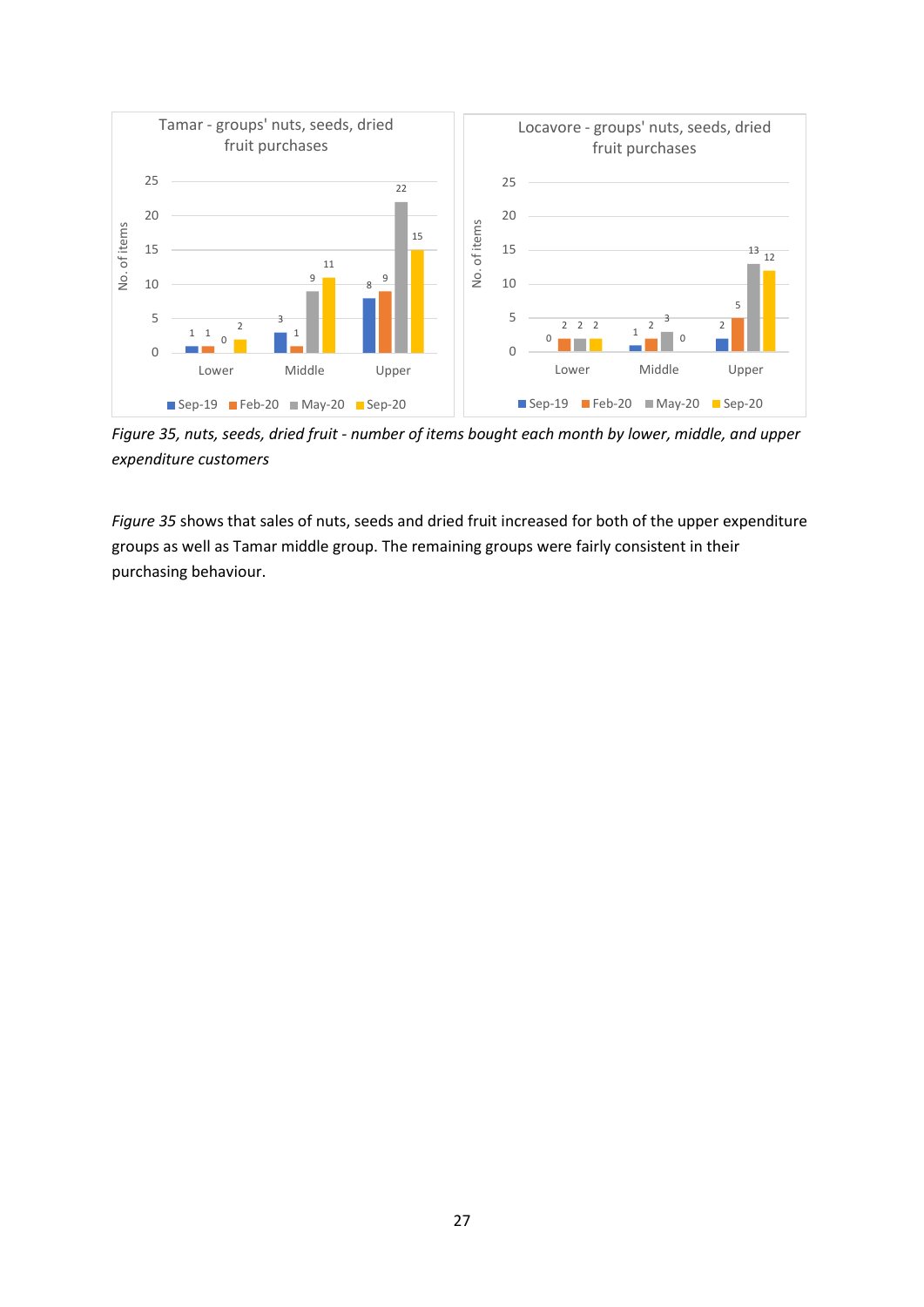*Figure 35, nuts, seeds, dried fruit - number of items bought each month by lower, middle, and upper expenditure customers*

*Figure 35* shows that sales of nuts, seeds and dried fruit increased for both of the upper expenditure groups as well as Tamar middle group. The remaining groups were fairly consistent in their purchasing behaviour.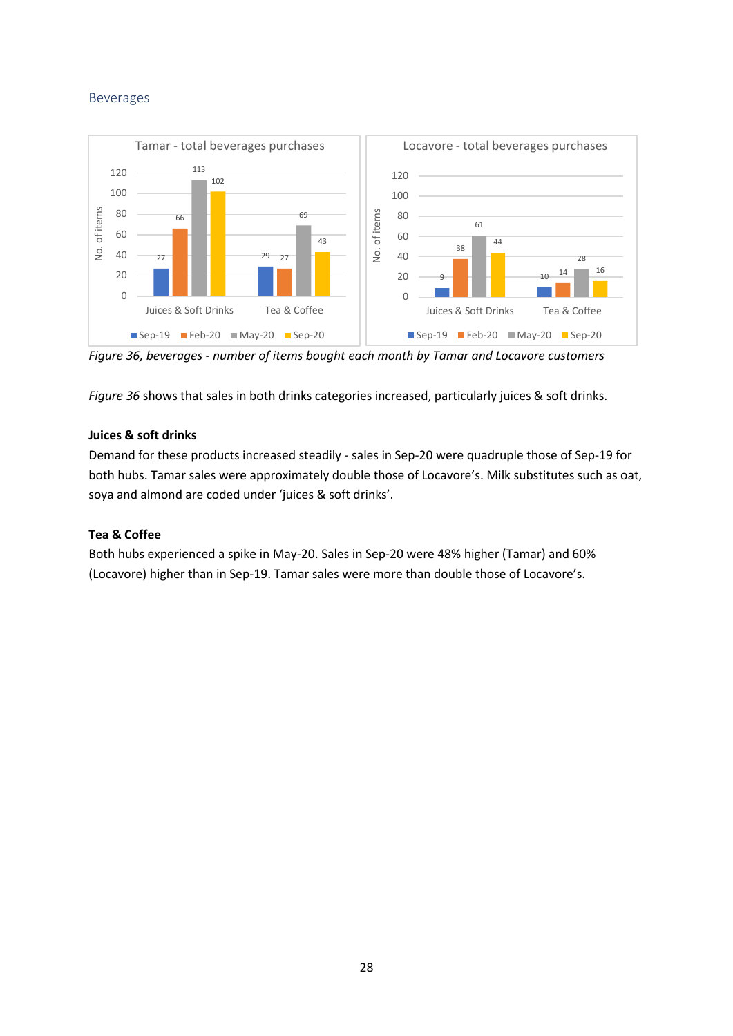## Beverages

Figure 36, beverages - number of items bought each month by Tamar and Locavore customers

*Figure 36* shows that sales in both drinks categories increased, particularly juices & soft drinks.

**Juices & soft drinks**

Demand for these products increased steadily - sales in Sep-20 were quadruple those of Sep-19 for both hubs. Tamar sales were approximately double those of Locavore's. Milk substitutes such as oat, soya and almond are coded under 'juices & soft drinks'.

**Tea & Coffee**

Both hubs experienced a spike in May-20. Sales in Sep-20 were 48% higher (Tamar) and 60% (Locavore) higher than in Sep-19. Tamar sales were more than double those of Locavore's.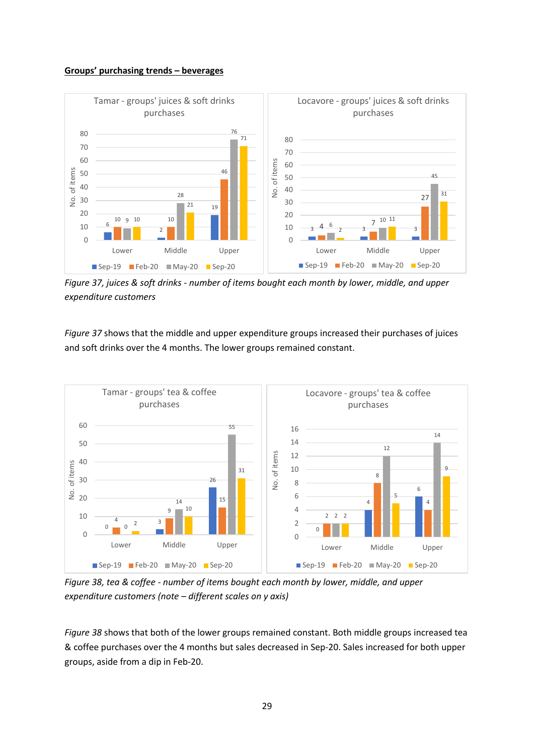**Groups' purchasing trends – beverages**

*Figure 37, juices & soft drinks - number of items bought each month by lower, middle, and upper expenditure customers*

*Figure 37* shows that the middle and upper expenditure groups increased their purchases of juices and soft drinks over the 4 months. The lower groups remained constant.

*Figure 38, tea & coffee - number of items bought each month by lower, middle, and upper expenditure customers (note – different scales on y axis)*

*Figure 38* shows that both of the lower groups remained constant. Both middle groups increased tea & coffee purchases over the 4 months but sales decreased in Sep-20. Sales increased for both upper groups, aside from a dip in Feb-20.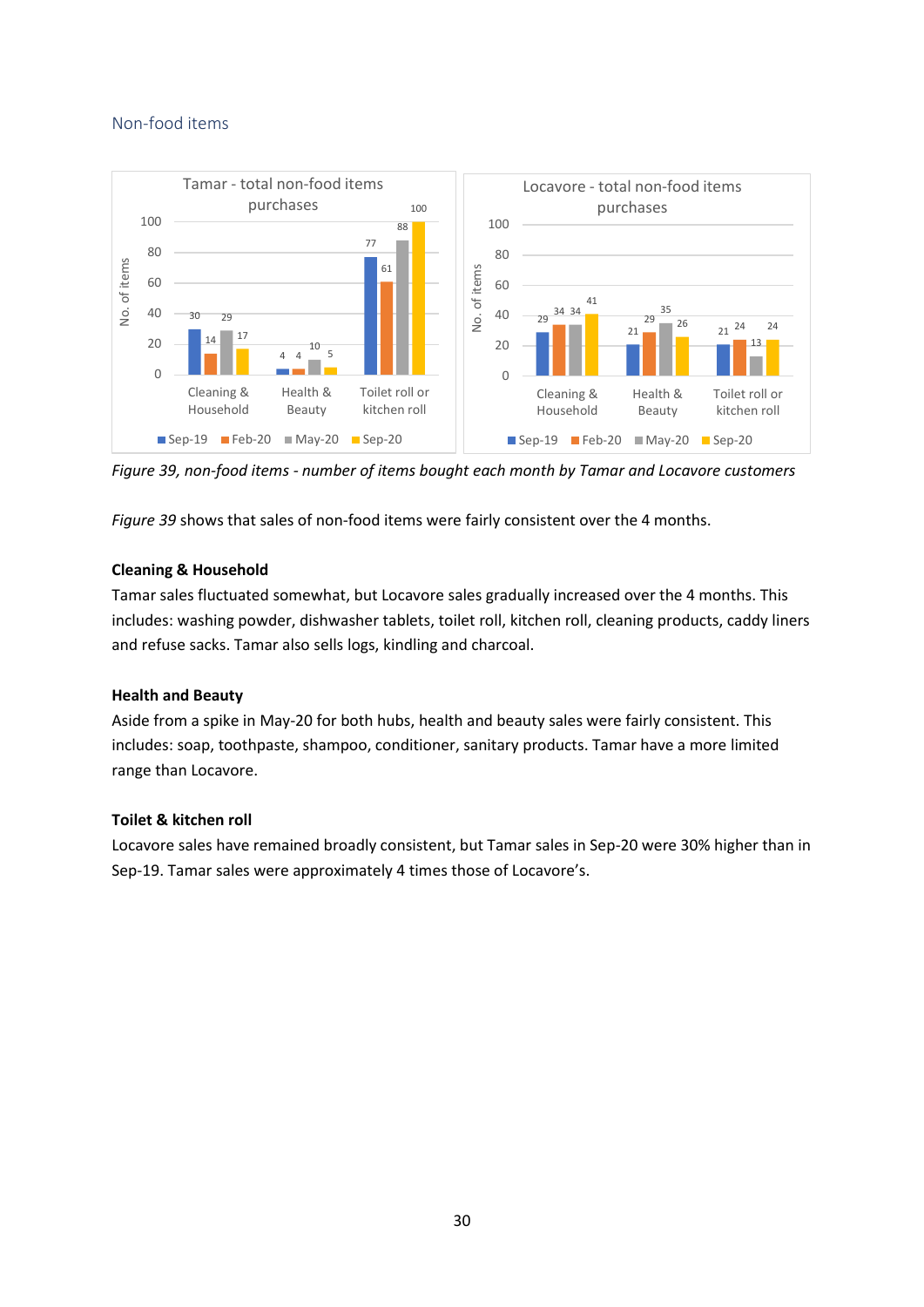## Non-food items

*Figure 39, non-food items - number of items bought each month by Tamar and Locavore customers*

*Figure 39* shows that sales of non-food items were fairly consistent over the 4 months.

**Cleaning & Household**

Tamar sales fluctuated somewhat, but Locavore sales gradually increased over the 4 months. This includes: washing powder, dishwasher tablets, toilet roll, kitchen roll, cleaning products, caddy liners and refuse sacks. Tamar also sells logs, kindling and charcoal.

**Health and Beauty**

Aside from a spike in May-20 for both hubs, health and beauty sales were fairly consistent. This includes: soap, toothpaste, shampoo, conditioner, sanitary products. Tamar have a more limited range than Locavore.

**Toilet & kitchen roll**

Locavore sales have remained broadly consistent, but Tamar sales in Sep-20 were 30% higher than in Sep-19. Tamar sales were approximately 4 times those of Locavore's.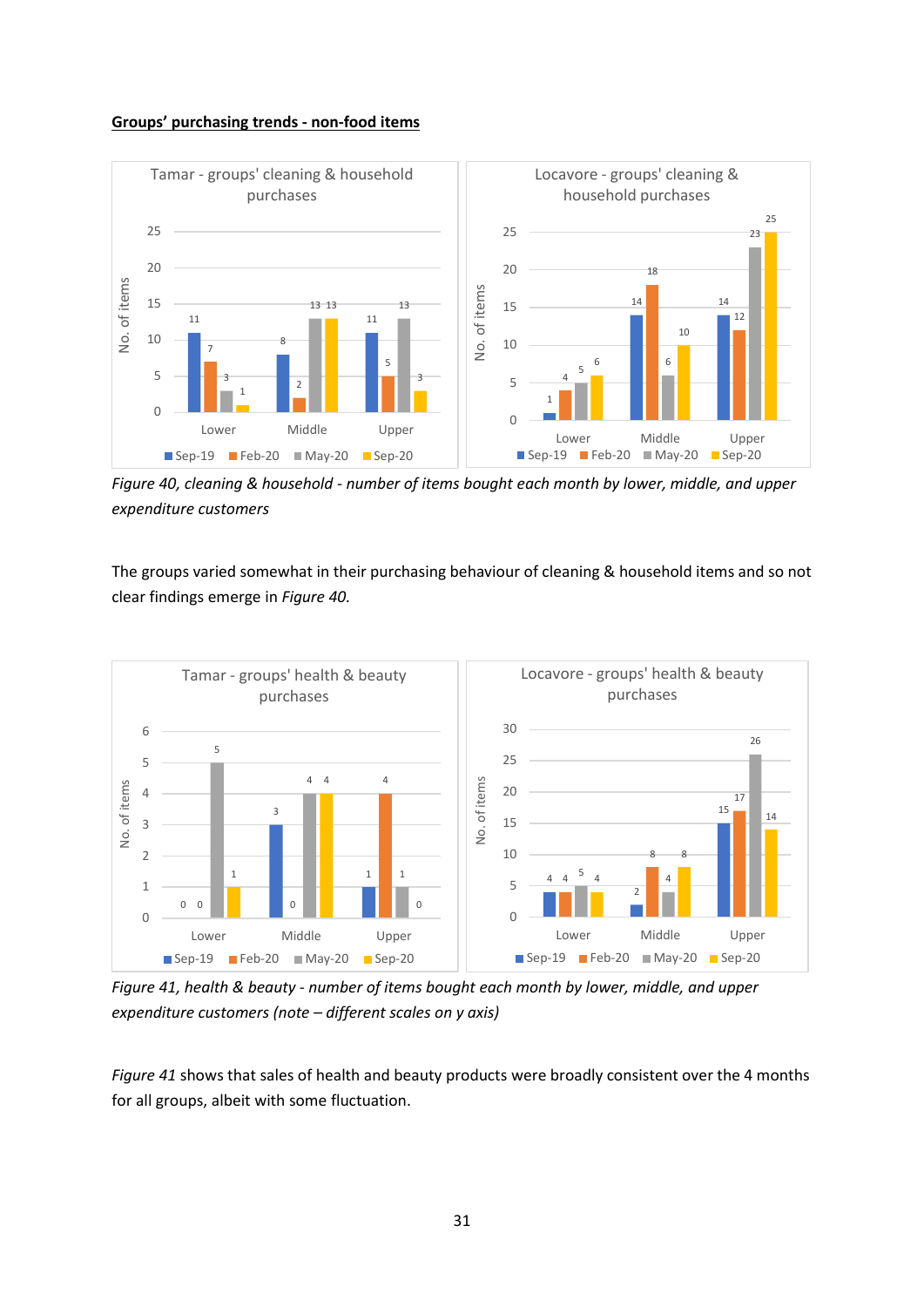**Groups' purchasing trends - non-food items**

*Figure 40, cleaning & household - number of items bought each month by lower, middle, and upper expenditure customers*

The groups varied somewhat in their purchasing behaviour of cleaning & household items and so not clear findings emerge in *Figure 40.*

*Figure 41, health & beauty - number of items bought each month by lower, middle, and upper expenditure customers (note – different scales on y axis)*

*Figure 41* shows that sales of health and beauty products were broadly consistent over the 4 months for all groups, albeit with some fluctuation.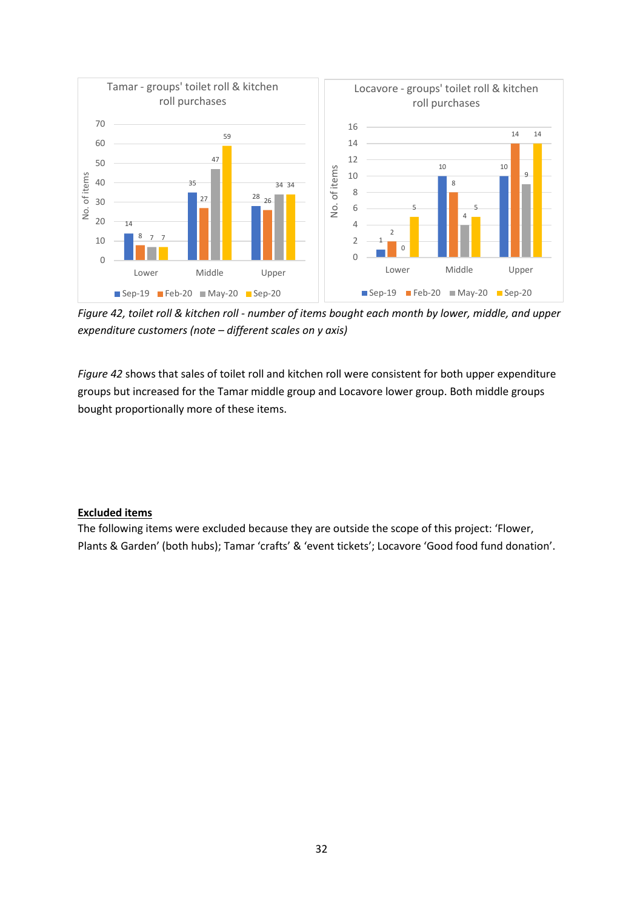Tamar - groups' toilet roll & kitchen roll purchases

| | Sep-19 | Feb-20 | May-20 | Sep-20 |
|---|---|---|---|---|
| Lower | 14 | 8 | 7 | 7 |
| Middle | 35 | 27 | 47 | 59 |
| Upper | 28 | 26 | 34 | 34 |

Locavore - groups' toilet roll & kitchen roll purchases

| | Sep-19 | Feb-20 | May-20 | Sep-20 |
|---|---|---|---|---|
| Lower | 1 | 2 | 0 | 5 |
| Middle | 10 | 8 | 4 | 5 |
| Upper | 10 | 14 | 9 | 14 |

*Figure 42, toilet roll & kitchen roll - number of items bought each month by lower, middle, and upper expenditure customers (note – different scales on y axis)*

*Figure 42* shows that sales of toilet roll and kitchen roll were consistent for both upper expenditure groups but increased for the Tamar middle group and Locavore lower group. Both middle groups bought proportionally more of these items.

**Excluded items**

The following items were excluded because they are outside the scope of this project: 'Flower, Plants & Garden' (both hubs); Tamar 'crafts' & 'event tickets'; Locavore 'Good food fund donation'.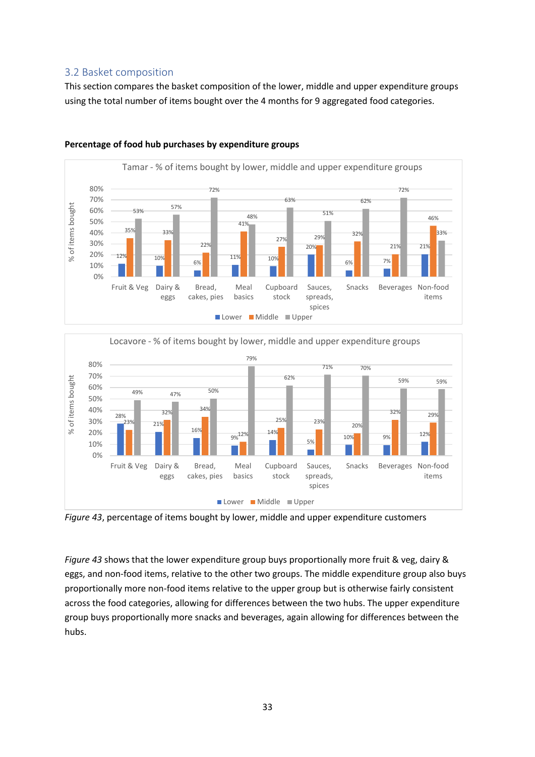## 3.2 Basket composition

This section compares the basket composition of the lower, middle and upper expenditure groups using the total number of items bought over the 4 months for 9 aggregated food categories.

**Percentage of food hub purchases by expenditure groups**

Tamar - % of items bought by lower, middle and upper expenditure groups

| Category | Lower | Middle | Upper |
|---|---|---|---|
| Fruit & Veg | 12% | 35% | 53% |
| Dairy & eggs | 10% | 33% | 57% |
| Bread, cakes, pies | 6% | 22% | 72% |
| Meal basics | 11% | 41% | 48% |
| Cupboard stock | 10% | 27% | 63% |
| Sauces, spreads, spices | 20% | 29% | 51% |
| Snacks | 6% | 32% | 62% |
| Beverages | 7% | 21% | 72% |
| Non-food items | 21% | 46% | 33% |

Locavore - % of items bought by lower, middle and upper expenditure groups

| Category | Lower | Middle | Upper |
|---|---|---|---|
| Fruit & Veg | 28% | 23% | 49% |
| Dairy & eggs | 21% | 32% | 47% |
| Bread, cakes, pies | 16% | 34% | 50% |
| Meal basics | 9% | 12% | 79% |
| Cupboard stock | 14% | 25% | 62% |
| Sauces, spreads, spices | 5% | 23% | 71% |
| Snacks | 10% | 20% | 70% |
| Beverages | 9% | 32% | 59% |
| Non-food items | 12% | 29% | 59% |

*Figure 43*, percentage of items bought by lower, middle and upper expenditure customers

*Figure 43* shows that the lower expenditure group buys proportionally more fruit & veg, dairy & eggs, and non-food items, relative to the other two groups. The middle expenditure group also buys proportionally more non-food items relative to the upper group but is otherwise fairly consistent across the food categories, allowing for differences between the two hubs. The upper expenditure group buys proportionally more snacks and beverages, again allowing for differences between the hubs.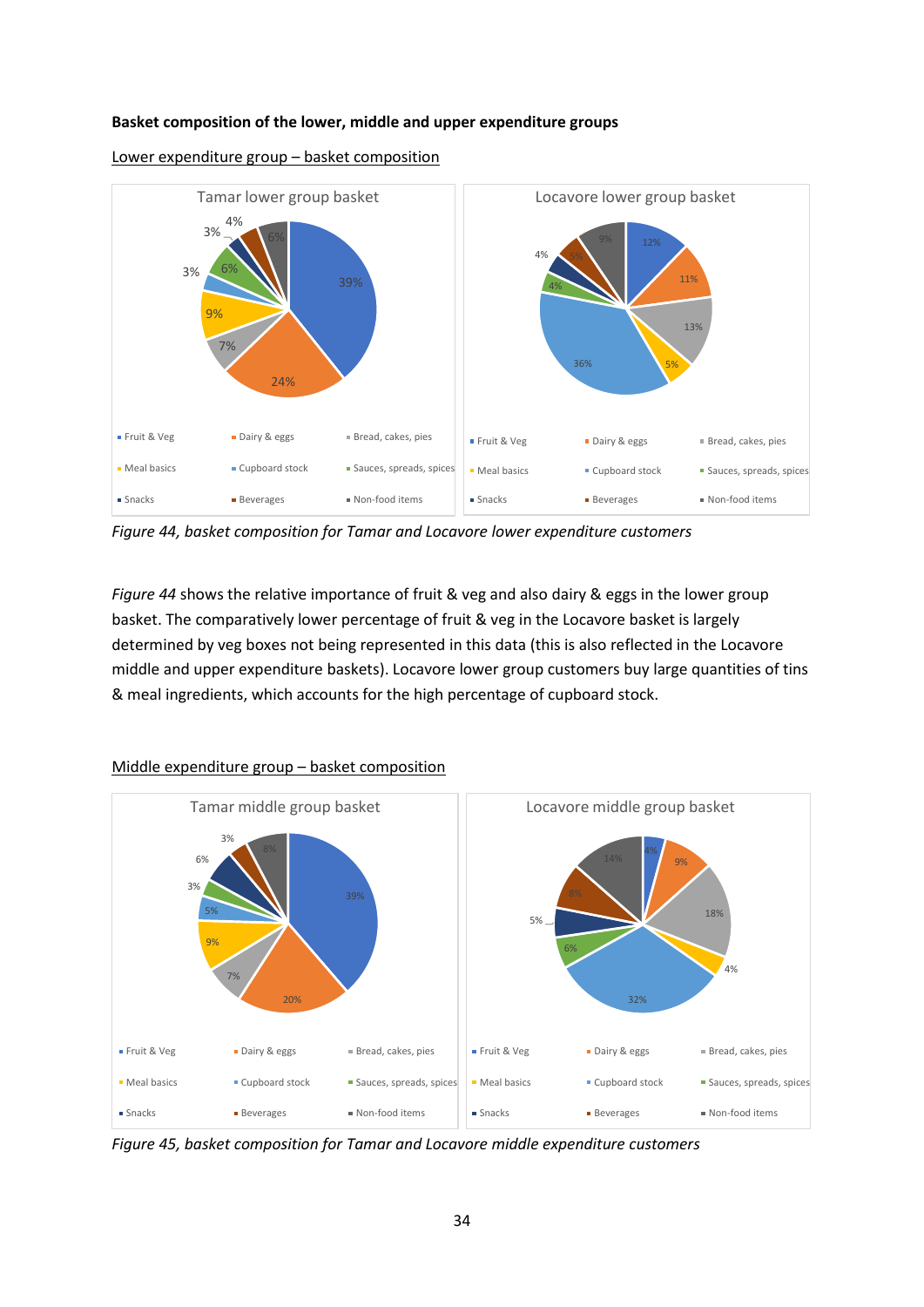**Basket composition of the lower, middle and upper expenditure groups**

Lower expenditure group – basket composition

*Figure 44, basket composition for Tamar and Locavore lower expenditure customers*

*Figure 44* shows the relative importance of fruit & veg and also dairy & eggs in the lower group basket. The comparatively lower percentage of fruit & veg in the Locavore basket is largely determined by veg boxes not being represented in this data (this is also reflected in the Locavore middle and upper expenditure baskets). Locavore lower group customers buy large quantities of tins & meal ingredients, which accounts for the high percentage of cupboard stock.

Middle expenditure group – basket composition

*Figure 45, basket composition for Tamar and Locavore middle expenditure customers*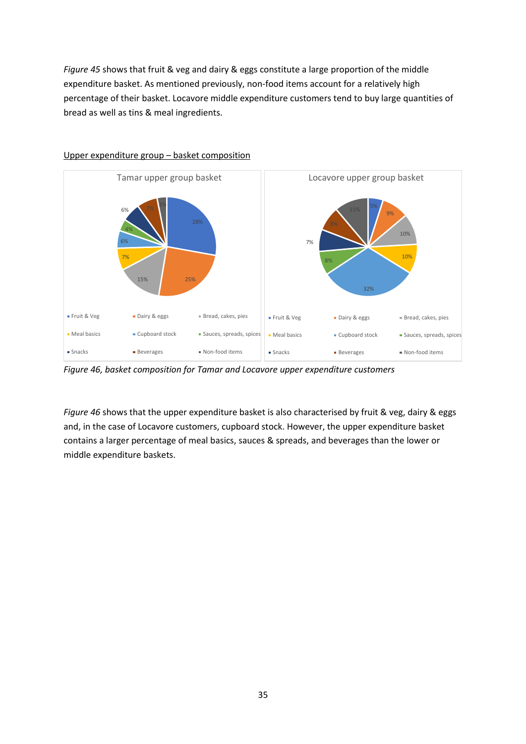*Figure 45* shows that fruit & veg and dairy & eggs constitute a large proportion of the middle expenditure basket. As mentioned previously, non-food items account for a relatively high percentage of their basket. Locavore middle expenditure customers tend to buy large quantities of bread as well as tins & meal ingredients.

Upper expenditure group – basket composition

*Figure 46, basket composition for Tamar and Locavore upper expenditure customers*

*Figure 46* shows that the upper expenditure basket is also characterised by fruit & veg, dairy & eggs and, in the case of Locavore customers, cupboard stock. However, the upper expenditure basket contains a larger percentage of meal basics, sauces & spreads, and beverages than the lower or middle expenditure baskets.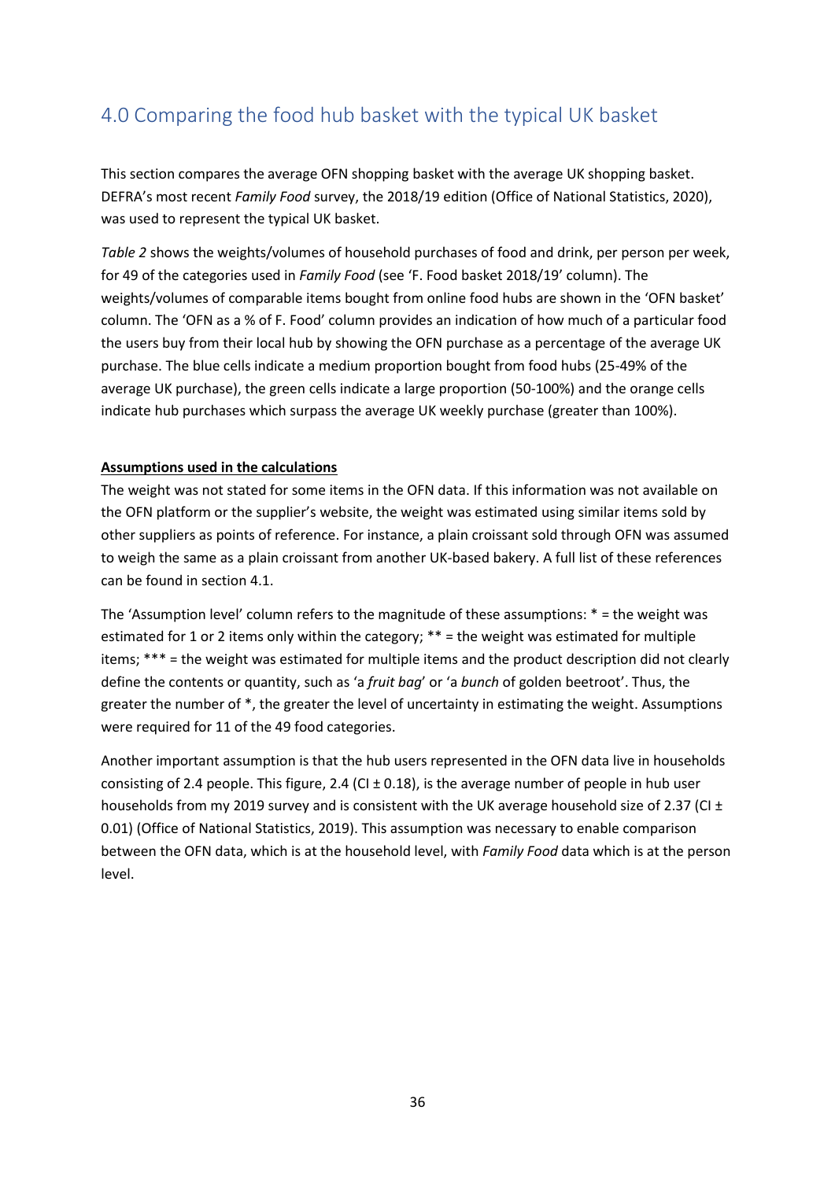## 4.0 Comparing the food hub basket with the typical UK basket

This section compares the average OFN shopping basket with the average UK shopping basket. DEFRA's most recent *Family Food* survey, the 2018/19 edition (Office of National Statistics, 2020), was used to represent the typical UK basket.

*Table 2* shows the weights/volumes of household purchases of food and drink, per person per week, for 49 of the categories used in *Family Food* (see 'F. Food basket 2018/19' column). The weights/volumes of comparable items bought from online food hubs are shown in the 'OFN basket' column. The 'OFN as a % of F. Food' column provides an indication of how much of a particular food the users buy from their local hub by showing the OFN purchase as a percentage of the average UK purchase. The blue cells indicate a medium proportion bought from food hubs (25-49% of the average UK purchase), the green cells indicate a large proportion (50-100%) and the orange cells indicate hub purchases which surpass the average UK weekly purchase (greater than 100%).

**Assumptions used in the calculations**

The weight was not stated for some items in the OFN data. If this information was not available on the OFN platform or the supplier's website, the weight was estimated using similar items sold by other suppliers as points of reference. For instance, a plain croissant sold through OFN was assumed to weigh the same as a plain croissant from another UK-based bakery. A full list of these references can be found in section 4.1.

The 'Assumption level' column refers to the magnitude of these assumptions: * = the weight was estimated for 1 or 2 items only within the category; ** = the weight was estimated for multiple items; *** = the weight was estimated for multiple items and the product description did not clearly define the contents or quantity, such as 'a *fruit bag*' or 'a *bunch* of golden beetroot'. Thus, the greater the number of *, the greater the level of uncertainty in estimating the weight. Assumptions were required for 11 of the 49 food categories.

Another important assumption is that the hub users represented in the OFN data live in households consisting of 2.4 people. This figure, 2.4 (CI ± 0.18), is the average number of people in hub user households from my 2019 survey and is consistent with the UK average household size of 2.37 (CI ± 0.01) (Office of National Statistics, 2019). This assumption was necessary to enable comparison between the OFN data, which is at the household level, with *Family Food* data which is at the person level.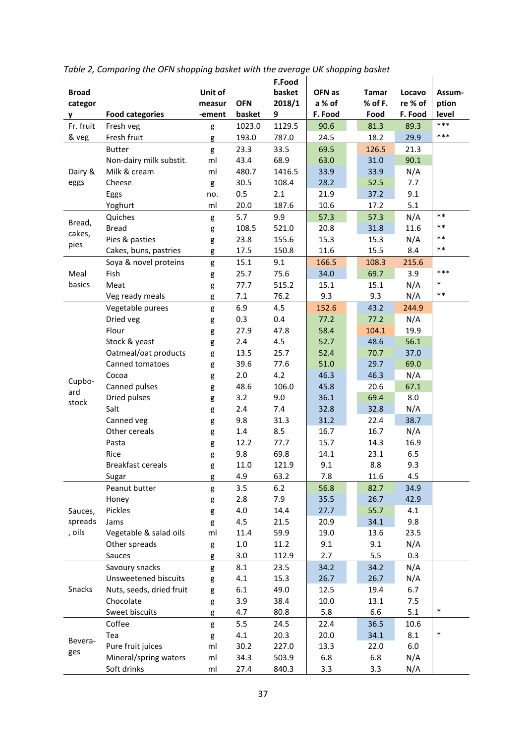*Table 2, Comparing the OFN shopping basket with the average UK shopping basket*

| Broad category | Food categories | Unit of measur-ement | OFN basket | F.Food basket 2018/19 | OFN as a % of F. Food | Tamar % of F. Food | Locavore % of F. Food | Assum-ption level |
|---|---|---|---|---|---|---|---|---|
| Fr. fruit & veg | Fresh veg | g | 1023.0 | 1129.5 | 90.6 | 81.3 | 89.3 | *** |
| | Fresh fruit | g | 193.0 | 787.0 | 24.5 | 18.2 | 29.9 | *** |
| Dairy & eggs | Butter | g | 23.3 | 33.5 | 69.5 | 126.5 | 21.3 | |
| | Non-dairy milk substit. | ml | 43.4 | 68.9 | 63.0 | 31.0 | 90.1 | |
| | Milk & cream | ml | 480.7 | 1416.5 | 33.9 | 33.9 | N/A | |
| | Cheese | g | 30.5 | 108.4 | 28.2 | 52.5 | 7.7 | |
| | Eggs | no. | 0.5 | 2.1 | 21.9 | 37.2 | 9.1 | |
| | Yoghurt | ml | 20.0 | 187.6 | 10.6 | 17.2 | 5.1 | |
| Bread, cakes, pies | Quiches | g | 5.7 | 9.9 | 57.3 | 57.3 | N/A | ** |
| | Bread | g | 108.5 | 521.0 | 20.8 | 31.8 | 11.6 | ** |
| | Pies & pasties | g | 23.8 | 155.6 | 15.3 | 15.3 | N/A | ** |
| | Cakes, buns, pastries | g | 17.5 | 150.8 | 11.6 | 15.5 | 8.4 | ** |
| Meal basics | Soya & novel proteins | g | 15.1 | 9.1 | 166.5 | 108.3 | 215.6 | |
| | Fish | g | 25.7 | 75.6 | 34.0 | 69.7 | 3.9 | *** |
| | Meat | g | 77.7 | 515.2 | 15.1 | 15.1 | N/A | * |
| | Veg ready meals | g | 7.1 | 76.2 | 9.3 | 9.3 | N/A | ** |
| Cupboard stock | Vegetable purees | g | 6.9 | 4.5 | 152.6 | 43.2 | 244.9 | |
| | Dried veg | g | 0.3 | 0.4 | 77.2 | 77.2 | N/A | |
| | Flour | g | 27.9 | 47.8 | 58.4 | 104.1 | 19.9 | |
| | Stock & yeast | g | 2.4 | 4.5 | 52.7 | 48.6 | 56.1 | |
| | Oatmeal/oat products | g | 13.5 | 25.7 | 52.4 | 70.7 | 37.0 | |
| | Canned tomatoes | g | 39.6 | 77.6 | 51.0 | 29.7 | 69.0 | |
| | Cocoa | g | 2.0 | 4.2 | 46.3 | 46.3 | N/A | |
| | Canned pulses | g | 48.6 | 106.0 | 45.8 | 20.6 | 67.1 | |
| | Dried pulses | g | 3.2 | 9.0 | 36.1 | 69.4 | 8.0 | |
| | Salt | g | 2.4 | 7.4 | 32.8 | 32.8 | N/A | |
| | Canned veg | g | 9.8 | 31.3 | 31.2 | 22.4 | 38.7 | |
| | Other cereals | g | 1.4 | 8.5 | 16.7 | 16.7 | N/A | |
| | Pasta | g | 12.2 | 77.7 | 15.7 | 14.3 | 16.9 | |
| | Rice | g | 9.8 | 69.8 | 14.1 | 23.1 | 6.5 | |
| | Breakfast cereals | g | 11.0 | 121.9 | 9.1 | 8.8 | 9.3 | |
| | Sugar | g | 4.9 | 63.2 | 7.8 | 11.6 | 4.5 | |
| Sauces, spreads, oils | Peanut butter | g | 3.5 | 6.2 | 56.8 | 82.7 | 34.9 | |
| | Honey | g | 2.8 | 7.9 | 35.5 | 26.7 | 42.9 | |
| | Pickles | g | 4.0 | 14.4 | 27.7 | 55.7 | 4.1 | |
| | Jams | g | 4.5 | 21.5 | 20.9 | 34.1 | 9.8 | |
| | Vegetable & salad oils | ml | 11.4 | 59.9 | 19.0 | 13.6 | 23.5 | |
| | Other spreads | g | 1.0 | 11.2 | 9.1 | 9.1 | N/A | |
| | Sauces | g | 3.0 | 112.9 | 2.7 | 5.5 | 0.3 | |
| Snacks | Savoury snacks | g | 8.1 | 23.5 | 34.2 | 34.2 | N/A | |
| | Unsweetened biscuits | g | 4.1 | 15.3 | 26.7 | 26.7 | N/A | |
| | Nuts, seeds, dried fruit | g | 6.1 | 49.0 | 12.5 | 19.4 | 6.7 | |
| | Chocolate | g | 3.9 | 38.4 | 10.0 | 13.1 | 7.5 | |
| | Sweet biscuits | g | 4.7 | 80.8 | 5.8 | 6.6 | 5.1 | * |
| Beverages | Coffee | g | 5.5 | 24.5 | 22.4 | 36.5 | 10.6 | |
| | Tea | g | 4.1 | 20.3 | 20.0 | 34.1 | 8.1 | * |
| | Pure fruit juices | ml | 30.2 | 227.0 | 13.3 | 22.0 | 6.0 | |
| | Mineral/spring waters | ml | 34.3 | 503.9 | 6.8 | 6.8 | N/A | |
| | Soft drinks | ml | 27.4 | 840.3 | 3.3 | 3.3 | N/A | |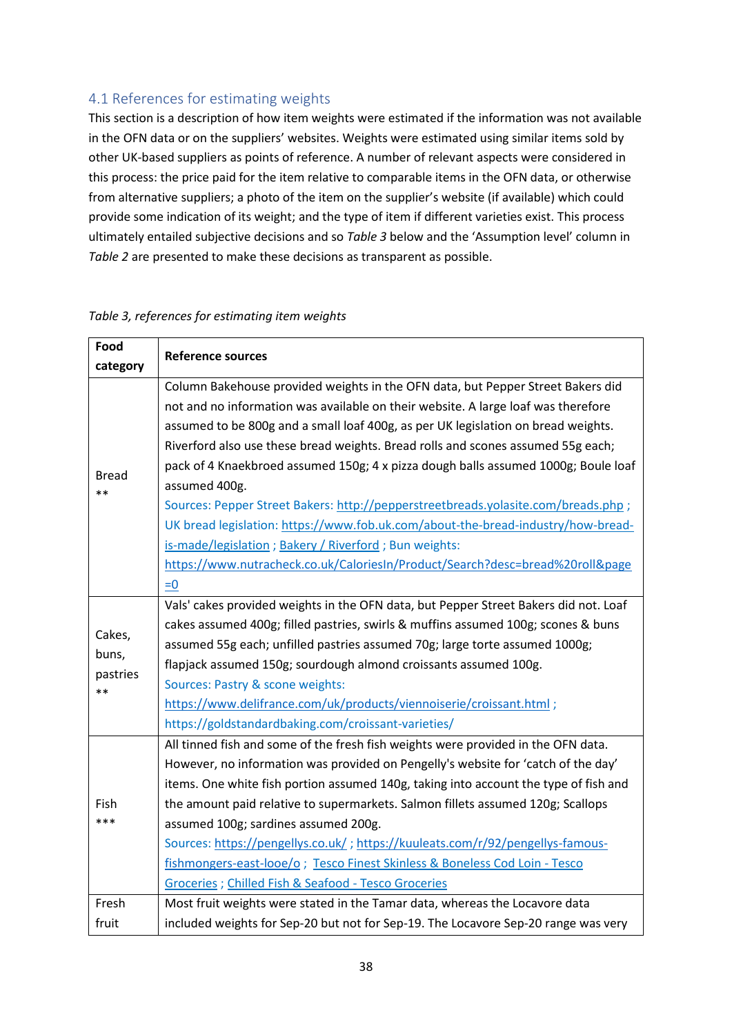### 4.1 References for estimating weights

This section is a description of how item weights were estimated if the information was not available in the OFN data or on the suppliers' websites. Weights were estimated using similar items sold by other UK-based suppliers as points of reference. A number of relevant aspects were considered in this process: the price paid for the item relative to comparable items in the OFN data, or otherwise from alternative suppliers; a photo of the item on the supplier's website (if available) which could provide some indication of its weight; and the type of item if different varieties exist. This process ultimately entailed subjective decisions and so *Table 3* below and the 'Assumption level' column in *Table 2* are presented to make these decisions as transparent as possible.

*Table 3, references for estimating item weights*

| **Food category** | **Reference sources** |
|---|---|
| Bread ** | Column Bakehouse provided weights in the OFN data, but Pepper Street Bakers did not and no information was available on their website. A large loaf was therefore assumed to be 800g and a small loaf 400g, as per UK legislation on bread weights. Riverford also use these bread weights. Bread rolls and scones assumed 55g each; pack of 4 Knaekbroed assumed 150g; 4 x pizza dough balls assumed 1000g; Boule loaf assumed 400g. Sources: Pepper Street Bakers: http://pepperstreetbreads.yolasite.com/breads.php ; UK bread legislation: https://www.fob.uk.com/about-the-bread-industry/how-bread-is-made/legislation ; Bakery / Riverford ; Bun weights: https://www.nutracheck.co.uk/CaloriesIn/Product/Search?desc=bread%20roll&page=0 |
| Cakes, buns, pastries ** | Vals' cakes provided weights in the OFN data, but Pepper Street Bakers did not. Loaf cakes assumed 400g; filled pastries, swirls & muffins assumed 100g; scones & buns assumed 55g each; unfilled pastries assumed 70g; large torte assumed 1000g; flapjack assumed 150g; sourdough almond croissants assumed 100g. Sources: Pastry & scone weights: https://www.delifrance.com/uk/products/viennoiserie/croissant.html ; https://goldstandardbaking.com/croissant-varieties/ |
| Fish *** | All tinned fish and some of the fresh fish weights were provided in the OFN data. However, no information was provided on Pengelly's website for 'catch of the day' items. One white fish portion assumed 140g, taking into account the type of fish and the amount paid relative to supermarkets. Salmon fillets assumed 120g; Scallops assumed 100g; sardines assumed 200g. Sources: https://pengellys.co.uk/ ; https://kuuleats.com/r/92/pengellys-famous-fishmongers-east-looe/o ; Tesco Finest Skinless & Boneless Cod Loin - Tesco Groceries ; Chilled Fish & Seafood - Tesco Groceries |
| Fresh fruit | Most fruit weights were stated in the Tamar data, whereas the Locavore data included weights for Sep-20 but not for Sep-19. The Locavore Sep-20 range was very |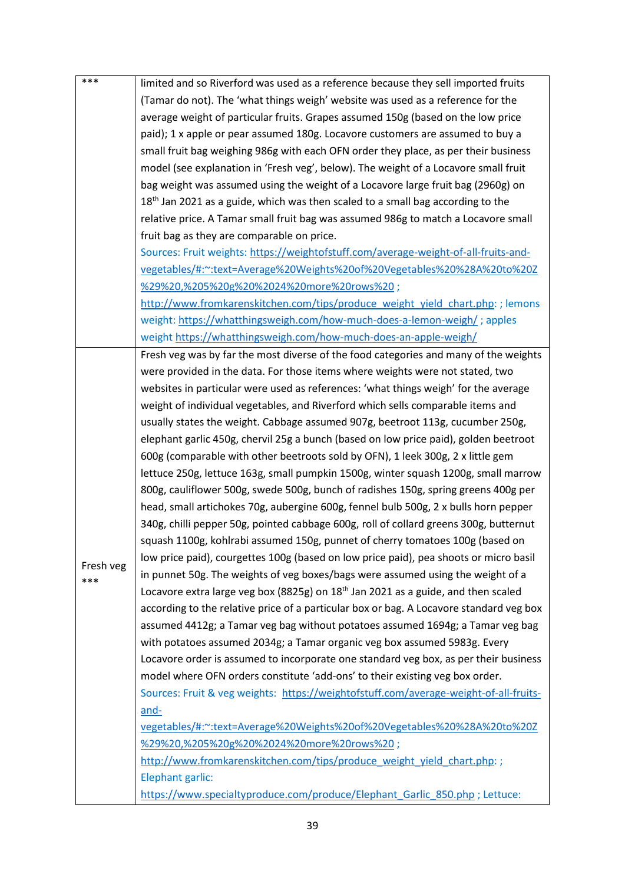| | |
|---|---|
| *** | limited and so Riverford was used as a reference because they sell imported fruits (Tamar do not). The 'what things weigh' website was used as a reference for the average weight of particular fruits. Grapes assumed 150g (based on the low price paid); 1 x apple or pear assumed 180g. Locavore customers are assumed to buy a small fruit bag weighing 986g with each OFN order they place, as per their business model (see explanation in 'Fresh veg', below). The weight of a Locavore small fruit bag weight was assumed using the weight of a Locavore large fruit bag (2960g) on 18th Jan 2021 as a guide, which was then scaled to a small bag according to the relative price. A Tamar small fruit bag was assumed 986g to match a Locavore small fruit bag as they are comparable on price. Sources: Fruit weights: https://weightofstuff.com/average-weight-of-all-fruits-and-vegetables/#:~:text=Average%20Weights%20of%20Vegetables%20%28A%20to%20Z%29%20,%205%20g%20%2024%20more%20rows%20 ; http://www.fromkarenskitchen.com/tips/produce_weight_yield_chart.php: ; lemons weight: https://whatthingsweigh.com/how-much-does-a-lemon-weigh/ ; apples weight https://whatthingsweigh.com/how-much-does-an-apple-weigh/ |
| Fresh veg *** | Fresh veg was by far the most diverse of the food categories and many of the weights were provided in the data. For those items where weights were not stated, two websites in particular were used as references: 'what things weigh' for the average weight of individual vegetables, and Riverford which sells comparable items and usually states the weight. Cabbage assumed 907g, beetroot 113g, cucumber 250g, elephant garlic 450g, chervil 25g a bunch (based on low price paid), golden beetroot 600g (comparable with other beetroots sold by OFN), 1 leek 300g, 2 x little gem lettuce 250g, lettuce 163g, small pumpkin 1500g, winter squash 1200g, small marrow 800g, cauliflower 500g, swede 500g, bunch of radishes 150g, spring greens 400g per head, small artichokes 70g, aubergine 600g, fennel bulb 500g, 2 x bulls horn pepper 340g, chilli pepper 50g, pointed cabbage 600g, roll of collard greens 300g, butternut squash 1100g, kohlrabi assumed 150g, punnet of cherry tomatoes 100g (based on low price paid), courgettes 100g (based on low price paid), pea shoots or micro basil in punnet 50g. The weights of veg boxes/bags were assumed using the weight of a Locavore extra large veg box (8825g) on 18th Jan 2021 as a guide, and then scaled according to the relative price of a particular box or bag. A Locavore standard veg box assumed 4412g; a Tamar veg bag without potatoes assumed 1694g; a Tamar veg bag with potatoes assumed 2034g; a Tamar organic veg box assumed 5983g. Every Locavore order is assumed to incorporate one standard veg box, as per their business model where OFN orders constitute 'add-ons' to their existing veg box order. Sources: Fruit & veg weights: https://weightofstuff.com/average-weight-of-all-fruits-and-vegetables/#:~:text=Average%20Weights%20of%20Vegetables%20%28A%20to%20Z%29%20,%205%20g%20%2024%20more%20rows%20 ; http://www.fromkarenskitchen.com/tips/produce_weight_yield_chart.php: ; Elephant garlic: https://www.specialtyproduce.com/produce/Elephant_Garlic_850.php ; Lettuce: |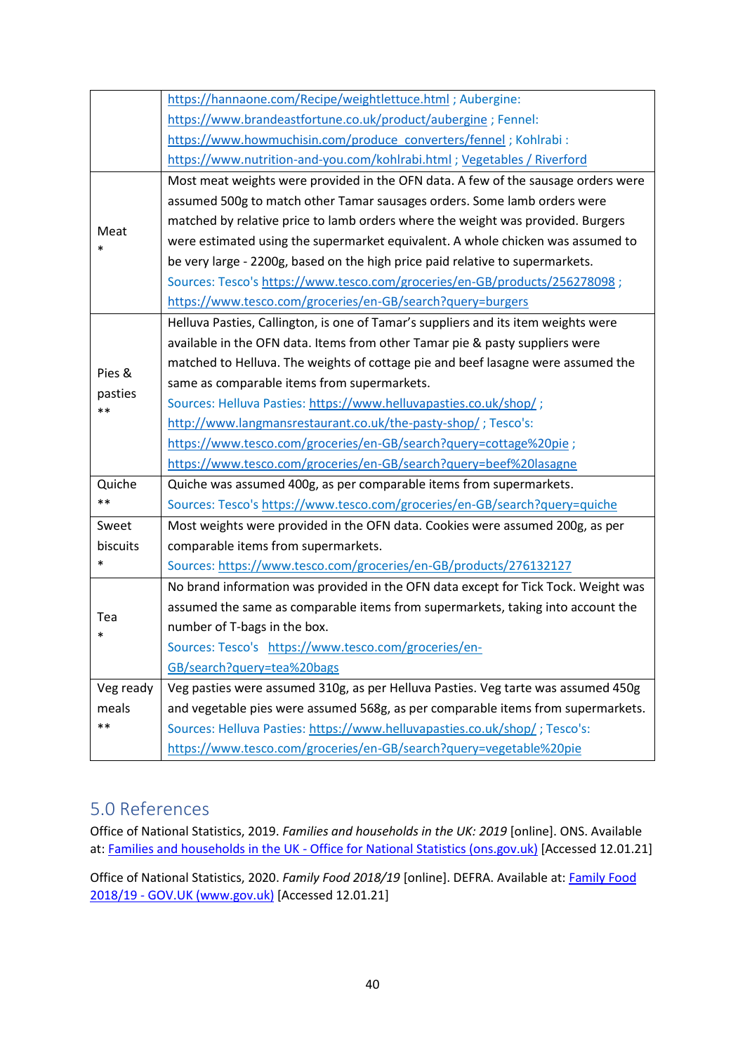| | |
|---|---|
| | https://hannaone.com/Recipe/weightlettuce.html ; Aubergine: https://www.brandeastfortune.co.uk/product/aubergine ; Fennel: https://www.howmuchisin.com/produce_converters/fennel ; Kohlrabi : https://www.nutrition-and-you.com/kohlrabi.html ; Vegetables / Riverford |
| Meat * | Most meat weights were provided in the OFN data. A few of the sausage orders were assumed 500g to match other Tamar sausages orders. Some lamb orders were matched by relative price to lamb orders where the weight was provided. Burgers were estimated using the supermarket equivalent. A whole chicken was assumed to be very large - 2200g, based on the high price paid relative to supermarkets. Sources: Tesco's https://www.tesco.com/groceries/en-GB/products/256278098 ; https://www.tesco.com/groceries/en-GB/search?query=burgers |
| Pies & pasties ** | Helluva Pasties, Callington, is one of Tamar's suppliers and its item weights were available in the OFN data. Items from other Tamar pie & pasty suppliers were matched to Helluva. The weights of cottage pie and beef lasagne were assumed the same as comparable items from supermarkets. Sources: Helluva Pasties: https://www.helluvapasties.co.uk/shop/ ; http://www.langmansrestaurant.co.uk/the-pasty-shop/ ; Tesco's: https://www.tesco.com/groceries/en-GB/search?query=cottage%20pie ; https://www.tesco.com/groceries/en-GB/search?query=beef%20lasagne |
| Quiche ** | Quiche was assumed 400g, as per comparable items from supermarkets. Sources: Tesco's https://www.tesco.com/groceries/en-GB/search?query=quiche |
| Sweet biscuits * | Most weights were provided in the OFN data. Cookies were assumed 200g, as per comparable items from supermarkets. Sources: https://www.tesco.com/groceries/en-GB/products/276132127 |
| Tea * | No brand information was provided in the OFN data except for Tick Tock. Weight was assumed the same as comparable items from supermarkets, taking into account the number of T-bags in the box. Sources: Tesco's https://www.tesco.com/groceries/en-GB/search?query=tea%20bags |
| Veg ready meals ** | Veg pasties were assumed 310g, as per Helluva Pasties. Veg tarte was assumed 450g and vegetable pies were assumed 568g, as per comparable items from supermarkets. Sources: Helluva Pasties: https://www.helluvapasties.co.uk/shop/ ; Tesco's: https://www.tesco.com/groceries/en-GB/search?query=vegetable%20pie |

## 5.0 References

Office of National Statistics, 2019. *Families and households in the UK: 2019* [online]. ONS. Available at: Families and households in the UK - Office for National Statistics (ons.gov.uk) [Accessed 12.01.21]

Office of National Statistics, 2020. *Family Food 2018/19* [online]. DEFRA. Available at: Family Food 2018/19 - GOV.UK (www.gov.uk) [Accessed 12.01.21]